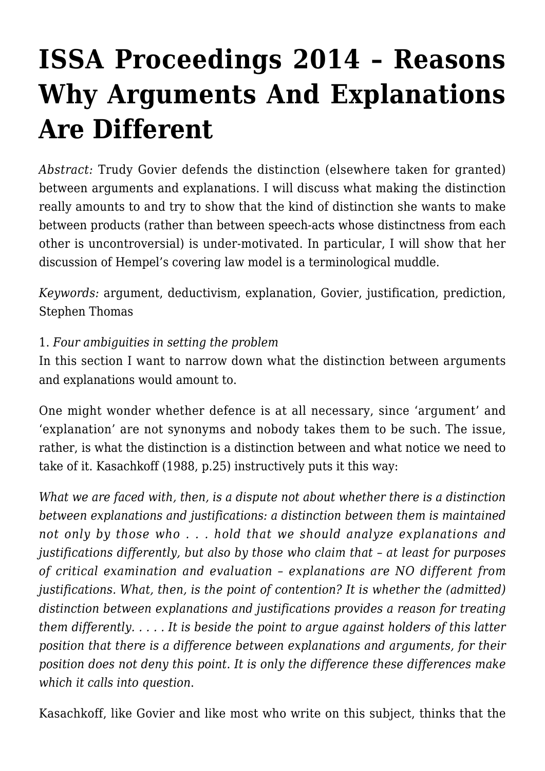# ISSA Proceedings 2014 – Reasons Why Arguments And Explanations Are Different

*Abstract:* Trudy Govier defends the distinction (elsewhere taken for granted) between arguments and explanations. I will discuss what making the distinction really amounts to and try to show that the kind of distinction she wants to make between products (rather than between speech-acts whose distinctness from each other is uncontroversial) is under-motivated. In particular, I will show that her discussion of Hempel's covering law model is a terminological muddle.

*Keywords:* argument, deductivism, explanation, Govier, justification, prediction, Stephen Thomas

1. *Four ambiguities in setting the problem*
In this section I want to narrow down what the distinction between arguments and explanations would amount to.

One might wonder whether defence is at all necessary, since 'argument' and 'explanation' are not synonyms and nobody takes them to be such. The issue, rather, is what the distinction is a distinction between and what notice we need to take of it. Kasachkoff (1988, p.25) instructively puts it this way:

*What we are faced with, then, is a dispute not about whether there is a distinction between explanations and justifications: a distinction between them is maintained not only by those who . . . hold that we should analyze explanations and justifications differently, but also by those who claim that – at least for purposes of critical examination and evaluation – explanations are NO different from justifications. What, then, is the point of contention? It is whether the (admitted) distinction between explanations and justifications provides a reason for treating them differently. . . . . It is beside the point to argue against holders of this latter position that there is a difference between explanations and arguments, for their position does not deny this point. It is only the difference these differences make which it calls into question.*

Kasachkoff, like Govier and like most who write on this subject, thinks that the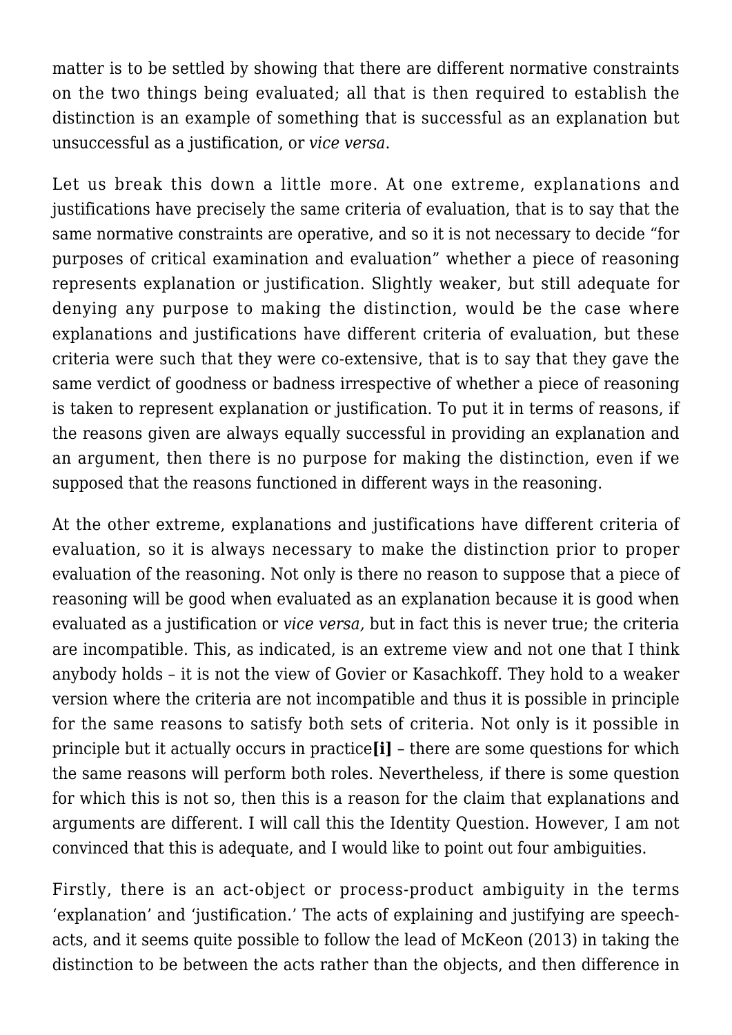matter is to be settled by showing that there are different normative constraints on the two things being evaluated; all that is then required to establish the distinction is an example of something that is successful as an explanation but unsuccessful as a justification, or *vice versa*.

Let us break this down a little more. At one extreme, explanations and justifications have precisely the same criteria of evaluation, that is to say that the same normative constraints are operative, and so it is not necessary to decide "for purposes of critical examination and evaluation" whether a piece of reasoning represents explanation or justification. Slightly weaker, but still adequate for denying any purpose to making the distinction, would be the case where explanations and justifications have different criteria of evaluation, but these criteria were such that they were co-extensive, that is to say that they gave the same verdict of goodness or badness irrespective of whether a piece of reasoning is taken to represent explanation or justification. To put it in terms of reasons, if the reasons given are always equally successful in providing an explanation and an argument, then there is no purpose for making the distinction, even if we supposed that the reasons functioned in different ways in the reasoning.

At the other extreme, explanations and justifications have different criteria of evaluation, so it is always necessary to make the distinction prior to proper evaluation of the reasoning. Not only is there no reason to suppose that a piece of reasoning will be good when evaluated as an explanation because it is good when evaluated as a justification or *vice versa,* but in fact this is never true; the criteria are incompatible. This, as indicated, is an extreme view and not one that I think anybody holds – it is not the view of Govier or Kasachkoff. They hold to a weaker version where the criteria are not incompatible and thus it is possible in principle for the same reasons to satisfy both sets of criteria. Not only is it possible in principle but it actually occurs in practice**[i]** – there are some questions for which the same reasons will perform both roles. Nevertheless, if there is some question for which this is not so, then this is a reason for the claim that explanations and arguments are different. I will call this the Identity Question. However, I am not convinced that this is adequate, and I would like to point out four ambiguities.

Firstly, there is an act-object or process-product ambiguity in the terms 'explanation' and 'justification.' The acts of explaining and justifying are speech-acts, and it seems quite possible to follow the lead of McKeon (2013) in taking the distinction to be between the acts rather than the objects, and then difference in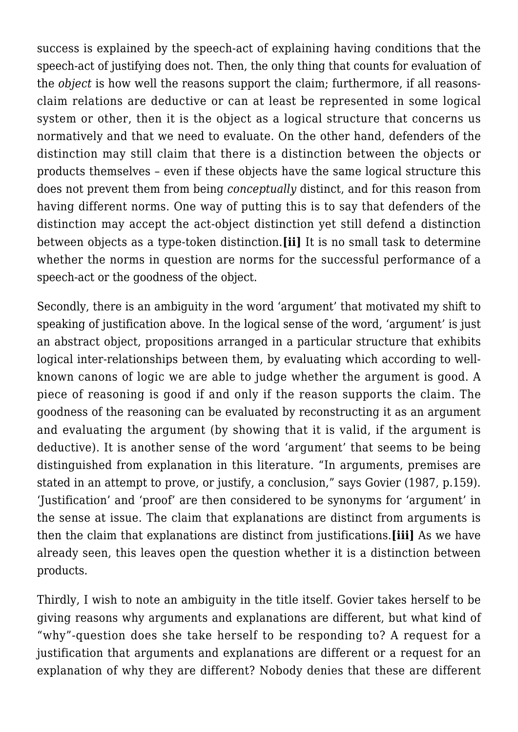success is explained by the speech-act of explaining having conditions that the speech-act of justifying does not. Then, the only thing that counts for evaluation of the *object* is how well the reasons support the claim; furthermore, if all reasons-claim relations are deductive or can at least be represented in some logical system or other, then it is the object as a logical structure that concerns us normatively and that we need to evaluate. On the other hand, defenders of the distinction may still claim that there is a distinction between the objects or products themselves – even if these objects have the same logical structure this does not prevent them from being *conceptually* distinct, and for this reason from having different norms. One way of putting this is to say that defenders of the distinction may accept the act-object distinction yet still defend a distinction between objects as a type-token distinction.**[ii]** It is no small task to determine whether the norms in question are norms for the successful performance of a speech-act or the goodness of the object.

Secondly, there is an ambiguity in the word 'argument' that motivated my shift to speaking of justification above. In the logical sense of the word, 'argument' is just an abstract object, propositions arranged in a particular structure that exhibits logical inter-relationships between them, by evaluating which according to well-known canons of logic we are able to judge whether the argument is good. A piece of reasoning is good if and only if the reason supports the claim. The goodness of the reasoning can be evaluated by reconstructing it as an argument and evaluating the argument (by showing that it is valid, if the argument is deductive). It is another sense of the word 'argument' that seems to be being distinguished from explanation in this literature. "In arguments, premises are stated in an attempt to prove, or justify, a conclusion," says Govier (1987, p.159). 'Justification' and 'proof' are then considered to be synonyms for 'argument' in the sense at issue. The claim that explanations are distinct from arguments is then the claim that explanations are distinct from justifications.**[iii]** As we have already seen, this leaves open the question whether it is a distinction between products.

Thirdly, I wish to note an ambiguity in the title itself. Govier takes herself to be giving reasons why arguments and explanations are different, but what kind of "why"-question does she take herself to be responding to? A request for a justification that arguments and explanations are different or a request for an explanation of why they are different? Nobody denies that these are different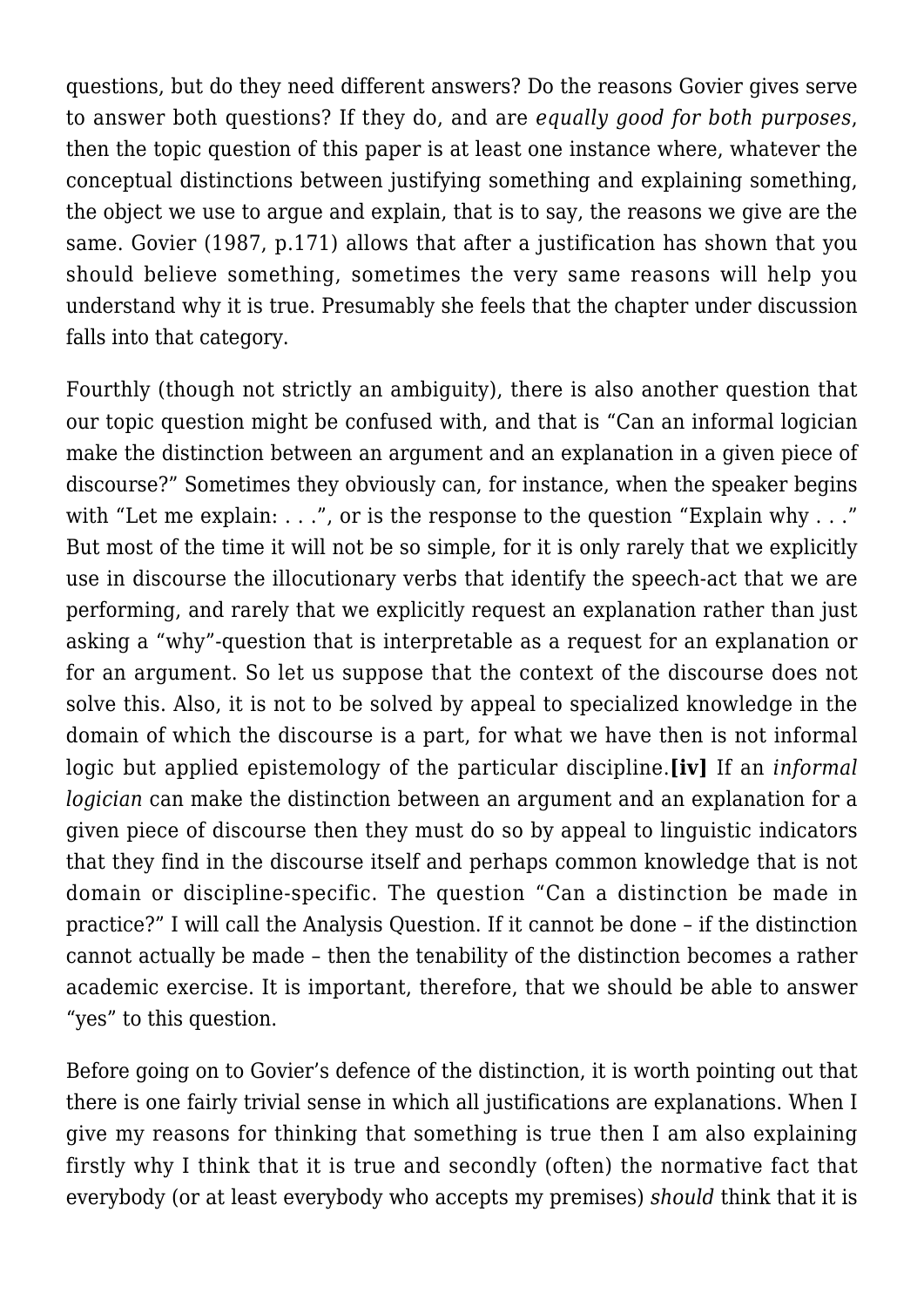questions, but do they need different answers? Do the reasons Govier gives serve to answer both questions? If they do, and are *equally good for both purposes*, then the topic question of this paper is at least one instance where, whatever the conceptual distinctions between justifying something and explaining something, the object we use to argue and explain, that is to say, the reasons we give are the same. Govier (1987, p.171) allows that after a justification has shown that you should believe something, sometimes the very same reasons will help you understand why it is true. Presumably she feels that the chapter under discussion falls into that category.

Fourthly (though not strictly an ambiguity), there is also another question that our topic question might be confused with, and that is "Can an informal logician make the distinction between an argument and an explanation in a given piece of discourse?" Sometimes they obviously can, for instance, when the speaker begins with "Let me explain: . . .", or is the response to the question "Explain why . . ." But most of the time it will not be so simple, for it is only rarely that we explicitly use in discourse the illocutionary verbs that identify the speech-act that we are performing, and rarely that we explicitly request an explanation rather than just asking a "why"-question that is interpretable as a request for an explanation or for an argument. So let us suppose that the context of the discourse does not solve this. Also, it is not to be solved by appeal to specialized knowledge in the domain of which the discourse is a part, for what we have then is not informal logic but applied epistemology of the particular discipline.**[iv]** If an *informal logician* can make the distinction between an argument and an explanation for a given piece of discourse then they must do so by appeal to linguistic indicators that they find in the discourse itself and perhaps common knowledge that is not domain or discipline-specific. The question "Can a distinction be made in practice?" I will call the Analysis Question. If it cannot be done – if the distinction cannot actually be made – then the tenability of the distinction becomes a rather academic exercise. It is important, therefore, that we should be able to answer "yes" to this question.

Before going on to Govier's defence of the distinction, it is worth pointing out that there is one fairly trivial sense in which all justifications are explanations. When I give my reasons for thinking that something is true then I am also explaining firstly why I think that it is true and secondly (often) the normative fact that everybody (or at least everybody who accepts my premises) *should* think that it is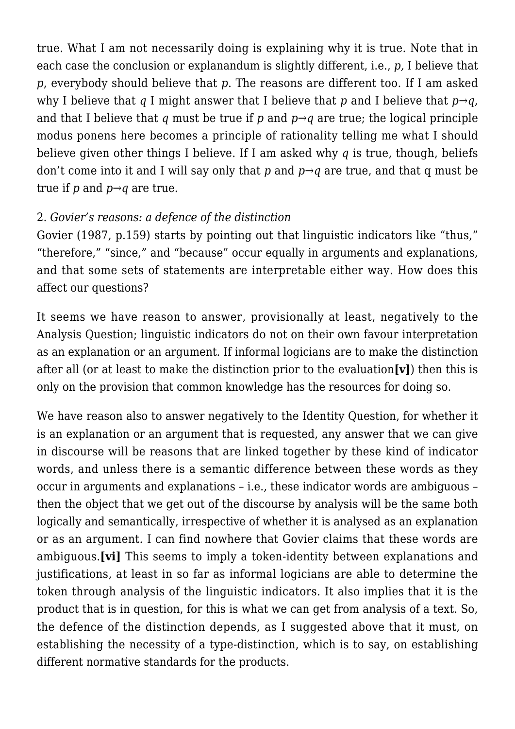true. What I am not necessarily doing is explaining why it is true. Note that in each case the conclusion or explanandum is slightly different, i.e., *p,* I believe that *p*, everybody should believe that *p*. The reasons are different too. If I am asked why I believe that *q* I might answer that I believe that *p* and I believe that $p \rightarrow q$, and that I believe that *q* must be true if *p* and $p \rightarrow q$ are true; the logical principle modus ponens here becomes a principle of rationality telling me what I should believe given other things I believe. If I am asked why *q* is true, though, beliefs don't come into it and I will say only that *p* and $p \rightarrow q$ are true, and that q must be true if *p* and $p \rightarrow q$ are true.

2. *Govier's reasons: a defence of the distinction*

Govier (1987, p.159) starts by pointing out that linguistic indicators like "thus," "therefore," "since," and "because" occur equally in arguments and explanations, and that some sets of statements are interpretable either way. How does this affect our questions?

It seems we have reason to answer, provisionally at least, negatively to the Analysis Question; linguistic indicators do not on their own favour interpretation as an explanation or an argument. If informal logicians are to make the distinction after all (or at least to make the distinction prior to the evaluation**[v]**) then this is only on the provision that common knowledge has the resources for doing so.

We have reason also to answer negatively to the Identity Question, for whether it is an explanation or an argument that is requested, any answer that we can give in discourse will be reasons that are linked together by these kind of indicator words, and unless there is a semantic difference between these words as they occur in arguments and explanations – i.e., these indicator words are ambiguous – then the object that we get out of the discourse by analysis will be the same both logically and semantically, irrespective of whether it is analysed as an explanation or as an argument. I can find nowhere that Govier claims that these words are ambiguous.**[vi]** This seems to imply a token-identity between explanations and justifications, at least in so far as informal logicians are able to determine the token through analysis of the linguistic indicators. It also implies that it is the product that is in question, for this is what we can get from analysis of a text. So, the defence of the distinction depends, as I suggested above that it must, on establishing the necessity of a type-distinction, which is to say, on establishing different normative standards for the products.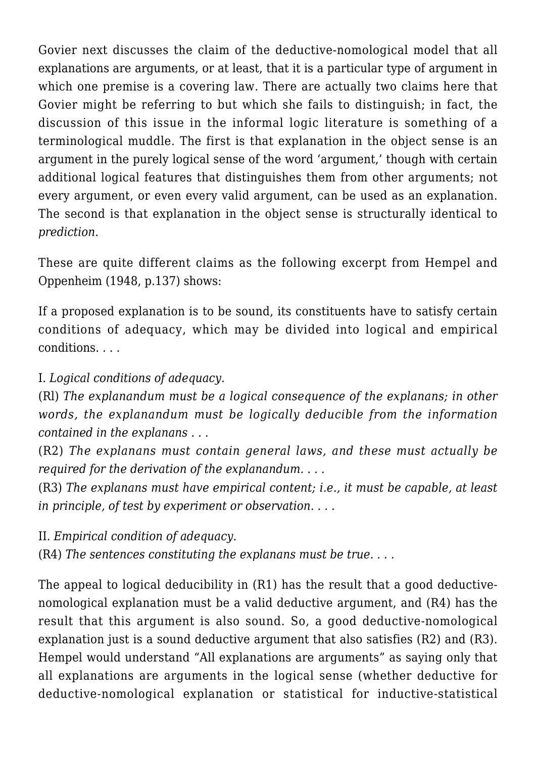Govier next discusses the claim of the deductive-nomological model that all explanations are arguments, or at least, that it is a particular type of argument in which one premise is a covering law. There are actually two claims here that Govier might be referring to but which she fails to distinguish; in fact, the discussion of this issue in the informal logic literature is something of a terminological muddle. The first is that explanation in the object sense is an argument in the purely logical sense of the word 'argument,' though with certain additional logical features that distinguishes them from other arguments; not every argument, or even every valid argument, can be used as an explanation. The second is that explanation in the object sense is structurally identical to *prediction*.

These are quite different claims as the following excerpt from Hempel and Oppenheim (1948, p.137) shows:

If a proposed explanation is to be sound, its constituents have to satisfy certain conditions of adequacy, which may be divided into logical and empirical conditions. . . .

I. *Logical conditions of adequacy.*
(Rl) *The explanandum must be a logical consequence of the explanans; in other words, the explanandum must be logically deducible from the information contained in the explanans . . .*
(R2) *The explanans must contain general laws, and these must actually be required for the derivation of the explanandum. . . .*
(R3) *The explanans must have empirical content; i.e., it must be capable, at least in principle, of test by experiment or observation. . . .*

II. *Empirical condition of adequacy.*
(R4) *The sentences constituting the explanans must be true. . . .*

The appeal to logical deducibility in (R1) has the result that a good deductive-nomological explanation must be a valid deductive argument, and (R4) has the result that this argument is also sound. So, a good deductive-nomological explanation just is a sound deductive argument that also satisfies (R2) and (R3). Hempel would understand "All explanations are arguments" as saying only that all explanations are arguments in the logical sense (whether deductive for deductive-nomological explanation or statistical for inductive-statistical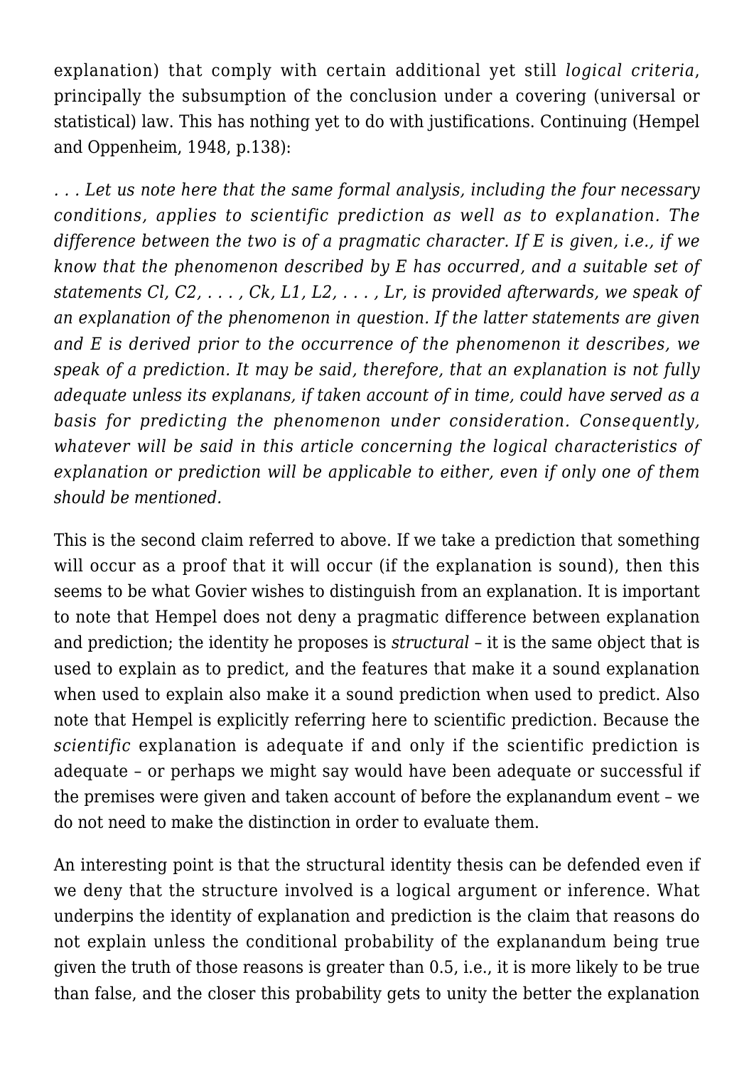explanation) that comply with certain additional yet still *logical criteria*, principally the subsumption of the conclusion under a covering (universal or statistical) law. This has nothing yet to do with justifications. Continuing (Hempel and Oppenheim, 1948, p.138):

*. . . Let us note here that the same formal analysis, including the four necessary conditions, applies to scientific prediction as well as to explanation. The difference between the two is of a pragmatic character. If E is given, i.e., if we know that the phenomenon described by E has occurred, and a suitable set of statements Cl, C2, . . . , Ck, L1, L2, . . . , Lr, is provided afterwards, we speak of an explanation of the phenomenon in question. If the latter statements are given and E is derived prior to the occurrence of the phenomenon it describes, we speak of a prediction. It may be said, therefore, that an explanation is not fully adequate unless its explanans, if taken account of in time, could have served as a basis for predicting the phenomenon under consideration. Consequently, whatever will be said in this article concerning the logical characteristics of explanation or prediction will be applicable to either, even if only one of them should be mentioned.*

This is the second claim referred to above. If we take a prediction that something will occur as a proof that it will occur (if the explanation is sound), then this seems to be what Govier wishes to distinguish from an explanation. It is important to note that Hempel does not deny a pragmatic difference between explanation and prediction; the identity he proposes is *structural* – it is the same object that is used to explain as to predict, and the features that make it a sound explanation when used to explain also make it a sound prediction when used to predict. Also note that Hempel is explicitly referring here to scientific prediction. Because the *scientific* explanation is adequate if and only if the scientific prediction is adequate – or perhaps we might say would have been adequate or successful if the premises were given and taken account of before the explanandum event – we do not need to make the distinction in order to evaluate them.

An interesting point is that the structural identity thesis can be defended even if we deny that the structure involved is a logical argument or inference. What underpins the identity of explanation and prediction is the claim that reasons do not explain unless the conditional probability of the explanandum being true given the truth of those reasons is greater than 0.5, i.e., it is more likely to be true than false, and the closer this probability gets to unity the better the explanation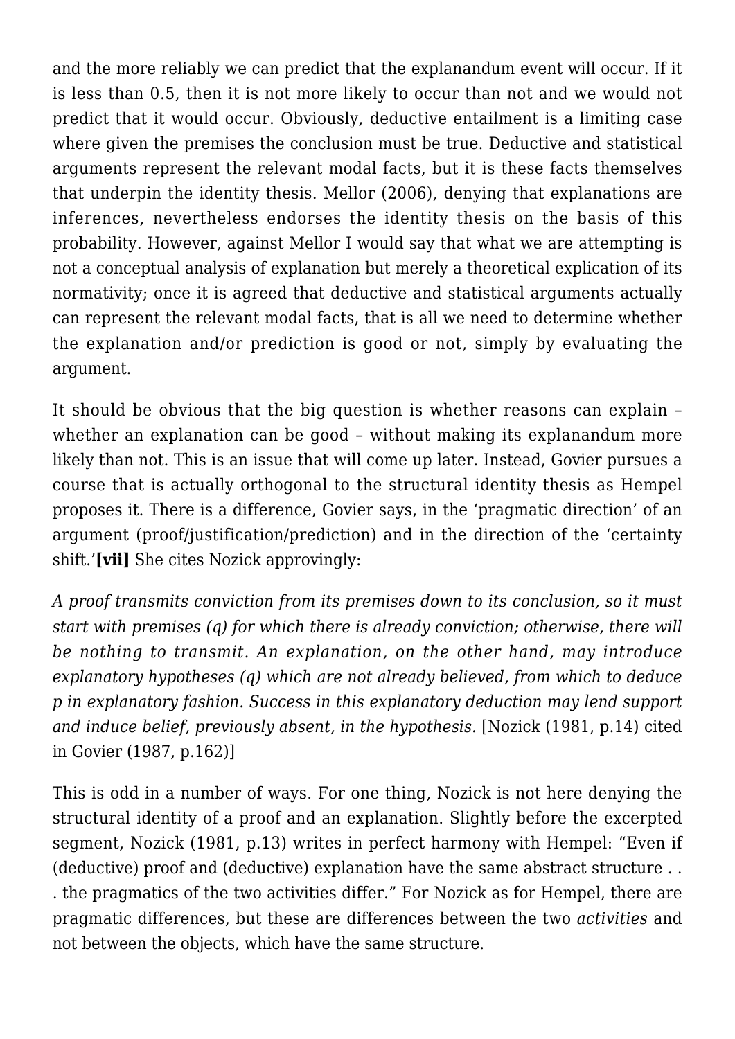and the more reliably we can predict that the explanandum event will occur. If it is less than 0.5, then it is not more likely to occur than not and we would not predict that it would occur. Obviously, deductive entailment is a limiting case where given the premises the conclusion must be true. Deductive and statistical arguments represent the relevant modal facts, but it is these facts themselves that underpin the identity thesis. Mellor (2006), denying that explanations are inferences, nevertheless endorses the identity thesis on the basis of this probability. However, against Mellor I would say that what we are attempting is not a conceptual analysis of explanation but merely a theoretical explication of its normativity; once it is agreed that deductive and statistical arguments actually can represent the relevant modal facts, that is all we need to determine whether the explanation and/or prediction is good or not, simply by evaluating the argument.

It should be obvious that the big question is whether reasons can explain – whether an explanation can be good – without making its explanandum more likely than not. This is an issue that will come up later. Instead, Govier pursues a course that is actually orthogonal to the structural identity thesis as Hempel proposes it. There is a difference, Govier says, in the 'pragmatic direction' of an argument (proof/justification/prediction) and in the direction of the 'certainty shift.'**[vii]** She cites Nozick approvingly:

*A proof transmits conviction from its premises down to its conclusion, so it must start with premises (q) for which there is already conviction; otherwise, there will be nothing to transmit. An explanation, on the other hand, may introduce explanatory hypotheses (q) which are not already believed, from which to deduce p in explanatory fashion. Success in this explanatory deduction may lend support and induce belief, previously absent, in the hypothesis.* [Nozick (1981, p.14) cited in Govier (1987, p.162)]

This is odd in a number of ways. For one thing, Nozick is not here denying the structural identity of a proof and an explanation. Slightly before the excerpted segment, Nozick (1981, p.13) writes in perfect harmony with Hempel: "Even if (deductive) proof and (deductive) explanation have the same abstract structure . . . the pragmatics of the two activities differ." For Nozick as for Hempel, there are pragmatic differences, but these are differences between the two *activities* and not between the objects, which have the same structure.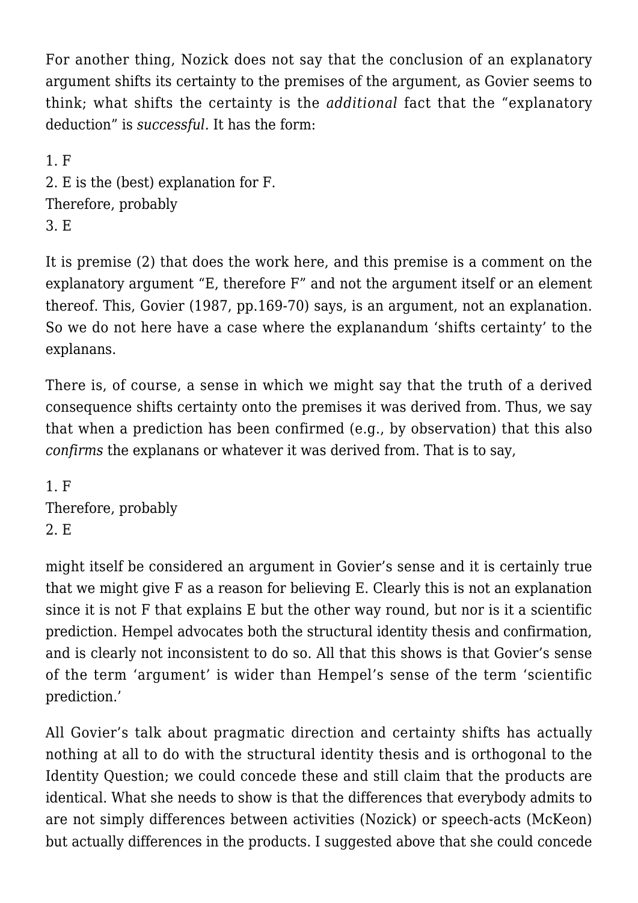For another thing, Nozick does not say that the conclusion of an explanatory argument shifts its certainty to the premises of the argument, as Govier seems to think; what shifts the certainty is the *additional* fact that the "explanatory deduction" is *successful.* It has the form:

1. F
2. E is the (best) explanation for F.

Therefore, probably

3. E

It is premise (2) that does the work here, and this premise is a comment on the explanatory argument "E, therefore F" and not the argument itself or an element thereof. This, Govier (1987, pp.169-70) says, is an argument, not an explanation. So we do not here have a case where the explanandum 'shifts certainty' to the explanans.

There is, of course, a sense in which we might say that the truth of a derived consequence shifts certainty onto the premises it was derived from. Thus, we say that when a prediction has been confirmed (e.g., by observation) that this also *confirms* the explanans or whatever it was derived from. That is to say,

1. F

Therefore, probably

2. E

might itself be considered an argument in Govier's sense and it is certainly true that we might give F as a reason for believing E. Clearly this is not an explanation since it is not F that explains E but the other way round, but nor is it a scientific prediction. Hempel advocates both the structural identity thesis and confirmation, and is clearly not inconsistent to do so. All that this shows is that Govier's sense of the term 'argument' is wider than Hempel's sense of the term 'scientific prediction.'

All Govier's talk about pragmatic direction and certainty shifts has actually nothing at all to do with the structural identity thesis and is orthogonal to the Identity Question; we could concede these and still claim that the products are identical. What she needs to show is that the differences that everybody admits to are not simply differences between activities (Nozick) or speech-acts (McKeon) but actually differences in the products. I suggested above that she could concede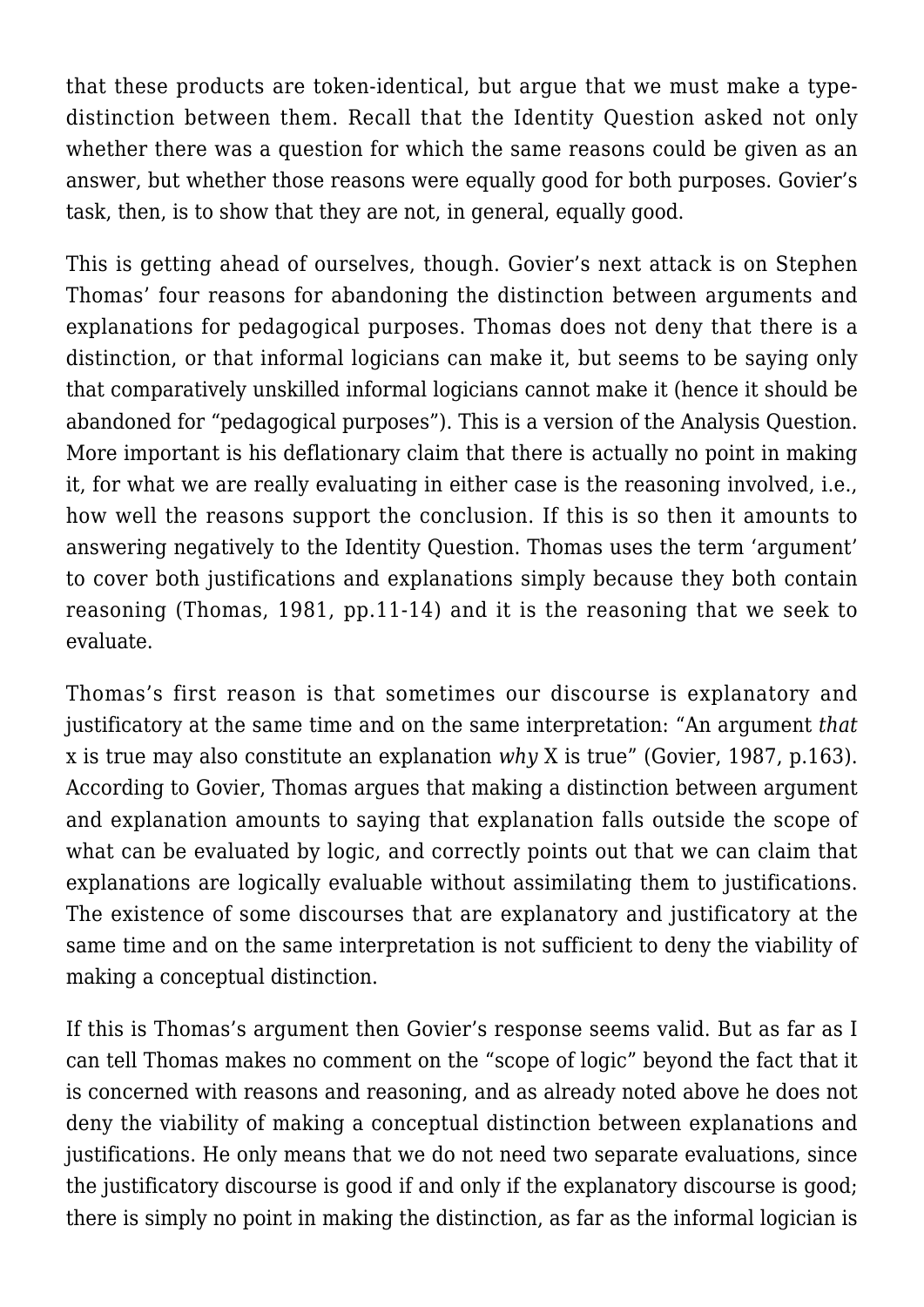that these products are token-identical, but argue that we must make a type-distinction between them. Recall that the Identity Question asked not only whether there was a question for which the same reasons could be given as an answer, but whether those reasons were equally good for both purposes. Govier's task, then, is to show that they are not, in general, equally good.

This is getting ahead of ourselves, though. Govier's next attack is on Stephen Thomas' four reasons for abandoning the distinction between arguments and explanations for pedagogical purposes. Thomas does not deny that there is a distinction, or that informal logicians can make it, but seems to be saying only that comparatively unskilled informal logicians cannot make it (hence it should be abandoned for "pedagogical purposes"). This is a version of the Analysis Question. More important is his deflationary claim that there is actually no point in making it, for what we are really evaluating in either case is the reasoning involved, i.e., how well the reasons support the conclusion. If this is so then it amounts to answering negatively to the Identity Question. Thomas uses the term 'argument' to cover both justifications and explanations simply because they both contain reasoning (Thomas, 1981, pp.11-14) and it is the reasoning that we seek to evaluate.

Thomas's first reason is that sometimes our discourse is explanatory and justificatory at the same time and on the same interpretation: "An argument *that* x is true may also constitute an explanation *why* X is true" (Govier, 1987, p.163). According to Govier, Thomas argues that making a distinction between argument and explanation amounts to saying that explanation falls outside the scope of what can be evaluated by logic, and correctly points out that we can claim that explanations are logically evaluable without assimilating them to justifications. The existence of some discourses that are explanatory and justificatory at the same time and on the same interpretation is not sufficient to deny the viability of making a conceptual distinction.

If this is Thomas's argument then Govier's response seems valid. But as far as I can tell Thomas makes no comment on the "scope of logic" beyond the fact that it is concerned with reasons and reasoning, and as already noted above he does not deny the viability of making a conceptual distinction between explanations and justifications. He only means that we do not need two separate evaluations, since the justificatory discourse is good if and only if the explanatory discourse is good; there is simply no point in making the distinction, as far as the informal logician is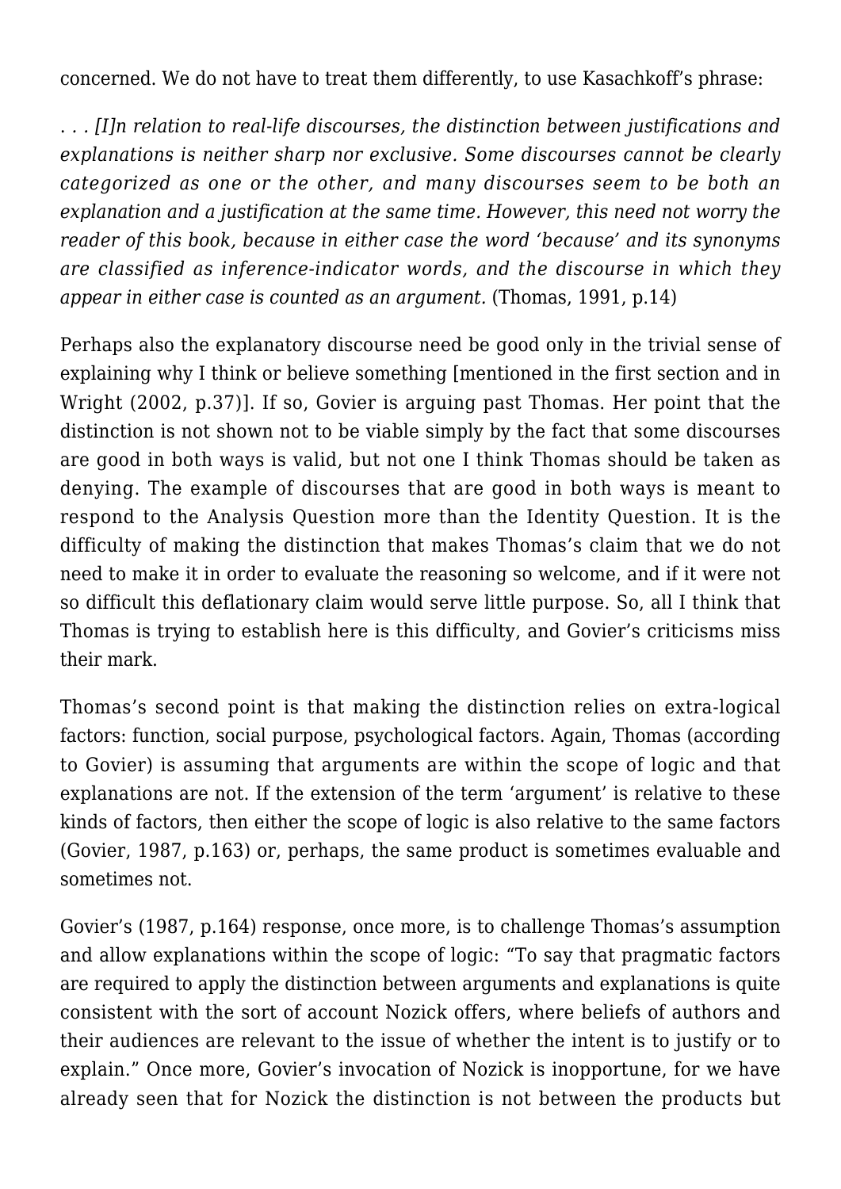concerned. We do not have to treat them differently, to use Kasachkoff's phrase:

*. . . [I]n relation to real-life discourses, the distinction between justifications and explanations is neither sharp nor exclusive. Some discourses cannot be clearly categorized as one or the other, and many discourses seem to be both an explanation and a justification at the same time. However, this need not worry the reader of this book, because in either case the word 'because' and its synonyms are classified as inference-indicator words, and the discourse in which they appear in either case is counted as an argument.* (Thomas, 1991, p.14)

Perhaps also the explanatory discourse need be good only in the trivial sense of explaining why I think or believe something [mentioned in the first section and in Wright (2002, p.37)]. If so, Govier is arguing past Thomas. Her point that the distinction is not shown not to be viable simply by the fact that some discourses are good in both ways is valid, but not one I think Thomas should be taken as denying. The example of discourses that are good in both ways is meant to respond to the Analysis Question more than the Identity Question. It is the difficulty of making the distinction that makes Thomas's claim that we do not need to make it in order to evaluate the reasoning so welcome, and if it were not so difficult this deflationary claim would serve little purpose. So, all I think that Thomas is trying to establish here is this difficulty, and Govier's criticisms miss their mark.

Thomas's second point is that making the distinction relies on extra-logical factors: function, social purpose, psychological factors. Again, Thomas (according to Govier) is assuming that arguments are within the scope of logic and that explanations are not. If the extension of the term 'argument' is relative to these kinds of factors, then either the scope of logic is also relative to the same factors (Govier, 1987, p.163) or, perhaps, the same product is sometimes evaluable and sometimes not.

Govier's (1987, p.164) response, once more, is to challenge Thomas's assumption and allow explanations within the scope of logic: "To say that pragmatic factors are required to apply the distinction between arguments and explanations is quite consistent with the sort of account Nozick offers, where beliefs of authors and their audiences are relevant to the issue of whether the intent is to justify or to explain." Once more, Govier's invocation of Nozick is inopportune, for we have already seen that for Nozick the distinction is not between the products but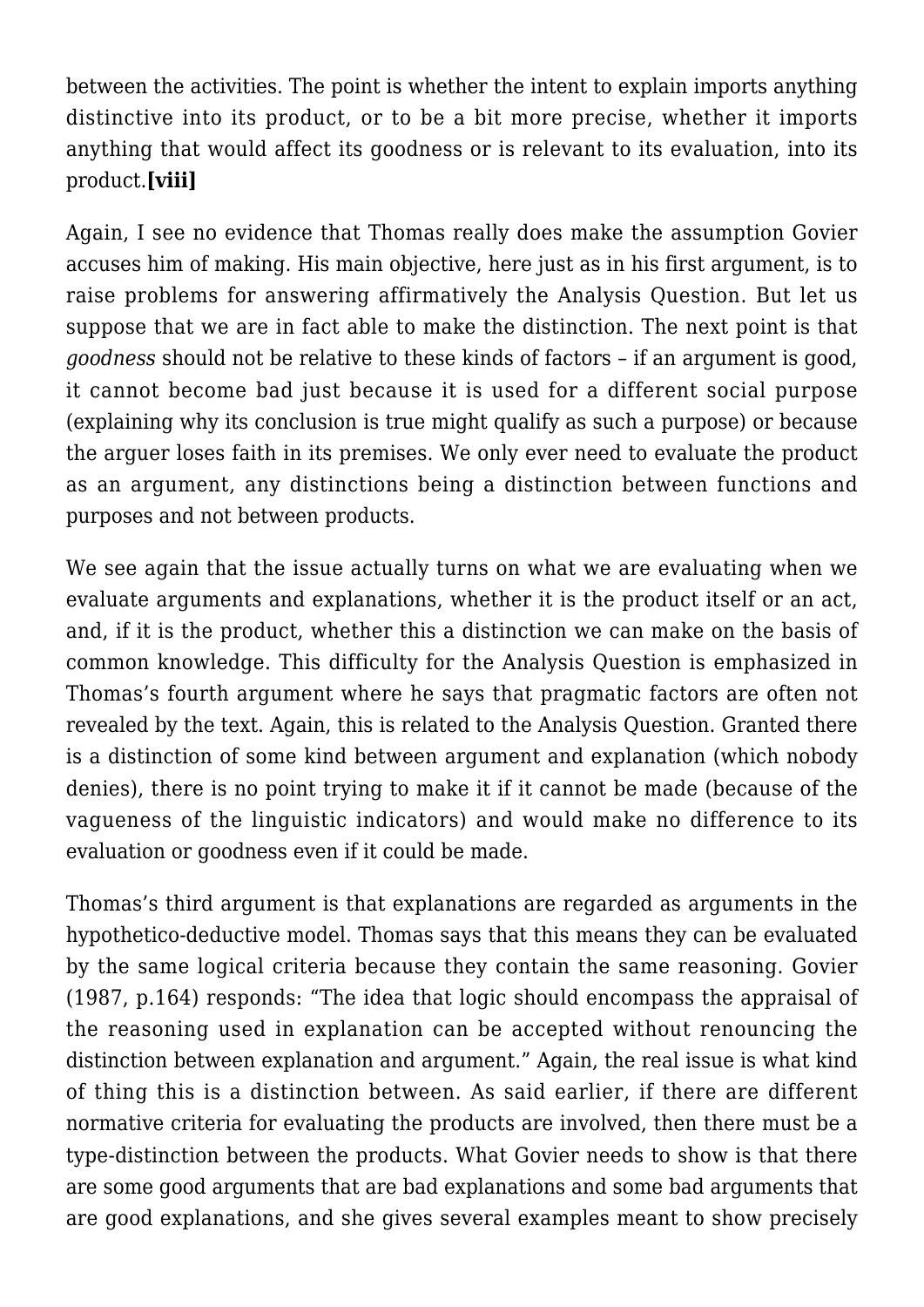between the activities. The point is whether the intent to explain imports anything distinctive into its product, or to be a bit more precise, whether it imports anything that would affect its goodness or is relevant to its evaluation, into its product.**[viii]**

Again, I see no evidence that Thomas really does make the assumption Govier accuses him of making. His main objective, here just as in his first argument, is to raise problems for answering affirmatively the Analysis Question. But let us suppose that we are in fact able to make the distinction. The next point is that *goodness* should not be relative to these kinds of factors – if an argument is good, it cannot become bad just because it is used for a different social purpose (explaining why its conclusion is true might qualify as such a purpose) or because the arguer loses faith in its premises. We only ever need to evaluate the product as an argument, any distinctions being a distinction between functions and purposes and not between products.

We see again that the issue actually turns on what we are evaluating when we evaluate arguments and explanations, whether it is the product itself or an act, and, if it is the product, whether this a distinction we can make on the basis of common knowledge. This difficulty for the Analysis Question is emphasized in Thomas's fourth argument where he says that pragmatic factors are often not revealed by the text. Again, this is related to the Analysis Question. Granted there is a distinction of some kind between argument and explanation (which nobody denies), there is no point trying to make it if it cannot be made (because of the vagueness of the linguistic indicators) and would make no difference to its evaluation or goodness even if it could be made.

Thomas's third argument is that explanations are regarded as arguments in the hypothetico-deductive model. Thomas says that this means they can be evaluated by the same logical criteria because they contain the same reasoning. Govier (1987, p.164) responds: "The idea that logic should encompass the appraisal of the reasoning used in explanation can be accepted without renouncing the distinction between explanation and argument." Again, the real issue is what kind of thing this is a distinction between. As said earlier, if there are different normative criteria for evaluating the products are involved, then there must be a type-distinction between the products. What Govier needs to show is that there are some good arguments that are bad explanations and some bad arguments that are good explanations, and she gives several examples meant to show precisely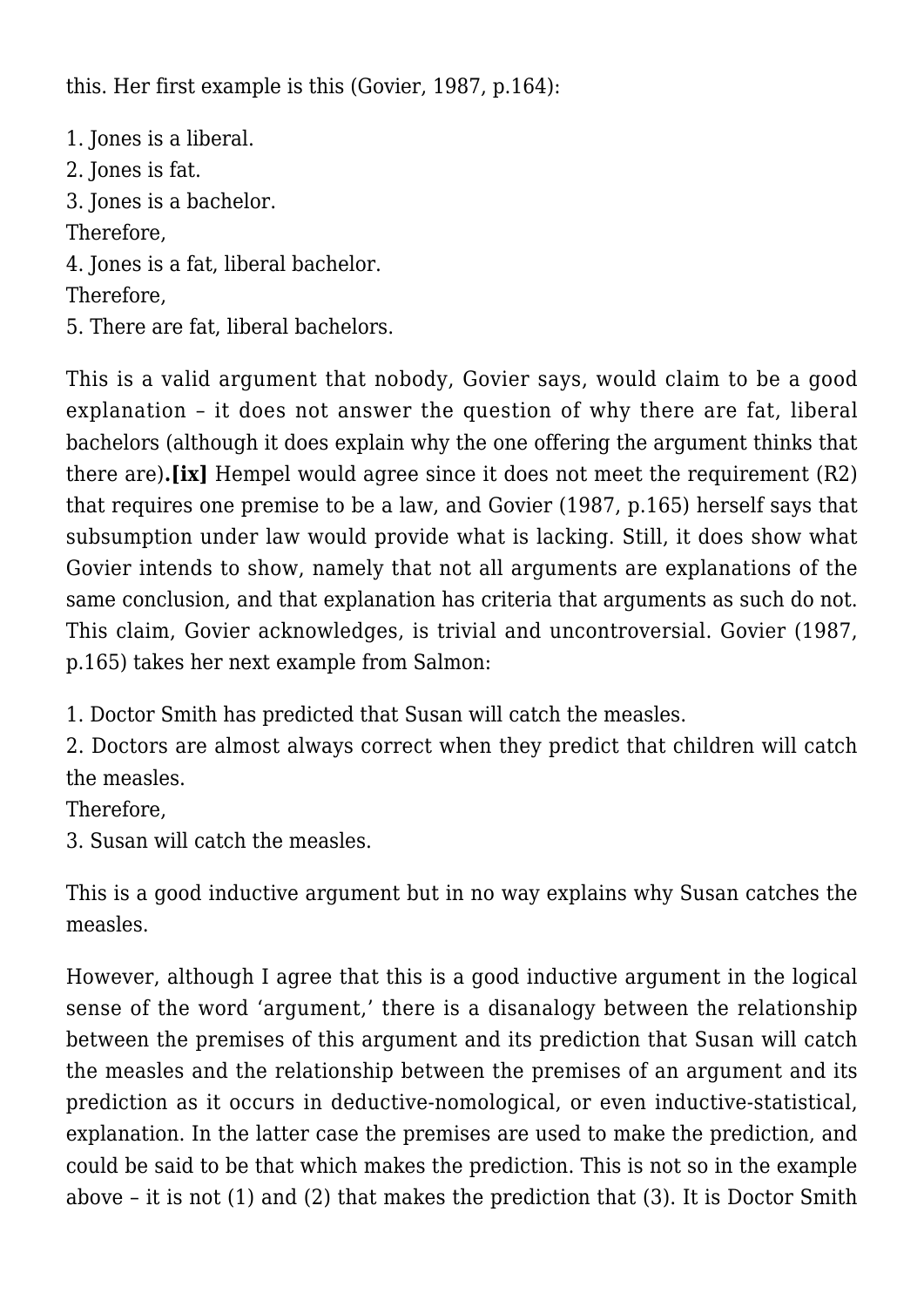this. Her first example is this (Govier, 1987, p.164):

1. Jones is a liberal.
2. Jones is fat.
3. Jones is a bachelor.

Therefore,

4. Jones is a fat, liberal bachelor.

Therefore,

5. There are fat, liberal bachelors.

This is a valid argument that nobody, Govier says, would claim to be a good explanation – it does not answer the question of why there are fat, liberal bachelors (although it does explain why the one offering the argument thinks that there are)**.[ix]** Hempel would agree since it does not meet the requirement (R2) that requires one premise to be a law, and Govier (1987, p.165) herself says that subsumption under law would provide what is lacking. Still, it does show what Govier intends to show, namely that not all arguments are explanations of the same conclusion, and that explanation has criteria that arguments as such do not. This claim, Govier acknowledges, is trivial and uncontroversial. Govier (1987, p.165) takes her next example from Salmon:

1. Doctor Smith has predicted that Susan will catch the measles.
2. Doctors are almost always correct when they predict that children will catch the measles.

Therefore,

3. Susan will catch the measles.

This is a good inductive argument but in no way explains why Susan catches the measles.

However, although I agree that this is a good inductive argument in the logical sense of the word 'argument,' there is a disanalogy between the relationship between the premises of this argument and its prediction that Susan will catch the measles and the relationship between the premises of an argument and its prediction as it occurs in deductive-nomological, or even inductive-statistical, explanation. In the latter case the premises are used to make the prediction, and could be said to be that which makes the prediction. This is not so in the example above – it is not (1) and (2) that makes the prediction that (3). It is Doctor Smith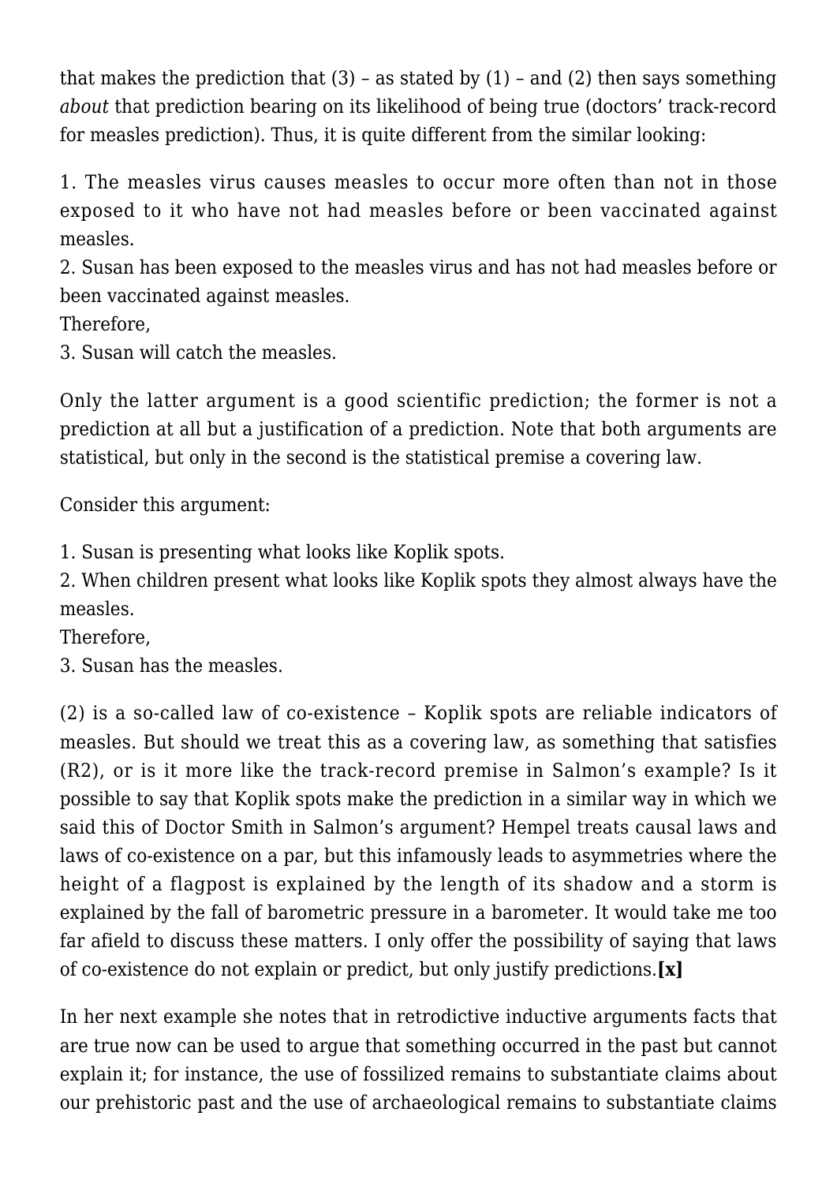that makes the prediction that (3) – as stated by (1) – and (2) then says something *about* that prediction bearing on its likelihood of being true (doctors' track-record for measles prediction). Thus, it is quite different from the similar looking:

1. The measles virus causes measles to occur more often than not in those exposed to it who have not had measles before or been vaccinated against measles.
2. Susan has been exposed to the measles virus and has not had measles before or been vaccinated against measles.
Therefore,
3. Susan will catch the measles.

Only the latter argument is a good scientific prediction; the former is not a prediction at all but a justification of a prediction. Note that both arguments are statistical, but only in the second is the statistical premise a covering law.

Consider this argument:

1. Susan is presenting what looks like Koplik spots.
2. When children present what looks like Koplik spots they almost always have the measles.
Therefore,
3. Susan has the measles.

(2) is a so-called law of co-existence – Koplik spots are reliable indicators of measles. But should we treat this as a covering law, as something that satisfies (R2), or is it more like the track-record premise in Salmon's example? Is it possible to say that Koplik spots make the prediction in a similar way in which we said this of Doctor Smith in Salmon's argument? Hempel treats causal laws and laws of co-existence on a par, but this infamously leads to asymmetries where the height of a flagpost is explained by the length of its shadow and a storm is explained by the fall of barometric pressure in a barometer. It would take me too far afield to discuss these matters. I only offer the possibility of saying that laws of co-existence do not explain or predict, but only justify predictions.**[x]**

In her next example she notes that in retrodictive inductive arguments facts that are true now can be used to argue that something occurred in the past but cannot explain it; for instance, the use of fossilized remains to substantiate claims about our prehistoric past and the use of archaeological remains to substantiate claims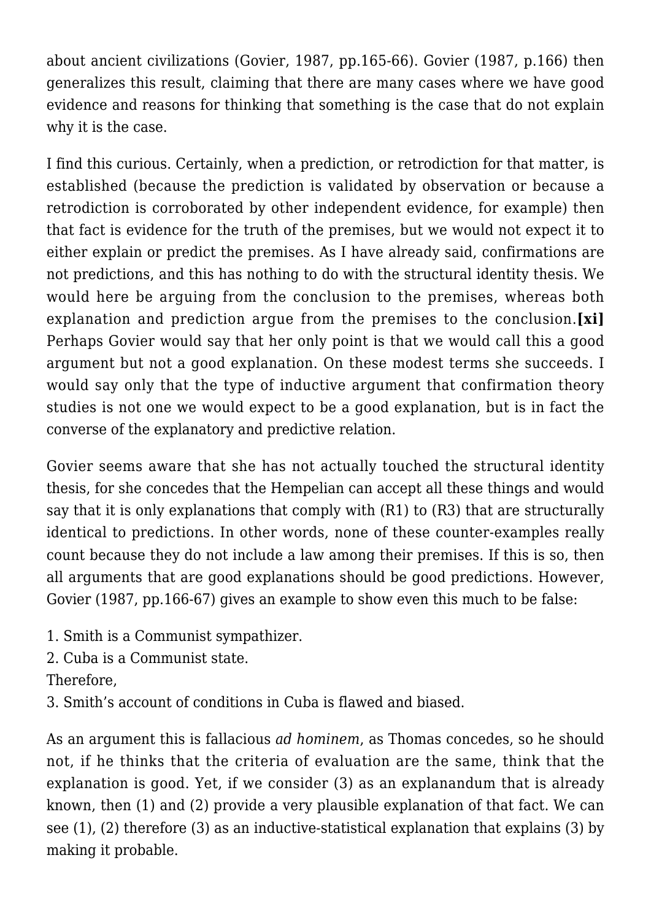about ancient civilizations (Govier, 1987, pp.165-66). Govier (1987, p.166) then generalizes this result, claiming that there are many cases where we have good evidence and reasons for thinking that something is the case that do not explain why it is the case.

I find this curious. Certainly, when a prediction, or retrodiction for that matter, is established (because the prediction is validated by observation or because a retrodiction is corroborated by other independent evidence, for example) then that fact is evidence for the truth of the premises, but we would not expect it to either explain or predict the premises. As I have already said, confirmations are not predictions, and this has nothing to do with the structural identity thesis. We would here be arguing from the conclusion to the premises, whereas both explanation and prediction argue from the premises to the conclusion.**[xi]** Perhaps Govier would say that her only point is that we would call this a good argument but not a good explanation. On these modest terms she succeeds. I would say only that the type of inductive argument that confirmation theory studies is not one we would expect to be a good explanation, but is in fact the converse of the explanatory and predictive relation.

Govier seems aware that she has not actually touched the structural identity thesis, for she concedes that the Hempelian can accept all these things and would say that it is only explanations that comply with (R1) to (R3) that are structurally identical to predictions. In other words, none of these counter-examples really count because they do not include a law among their premises. If this is so, then all arguments that are good explanations should be good predictions. However, Govier (1987, pp.166-67) gives an example to show even this much to be false:

1. Smith is a Communist sympathizer.
2. Cuba is a Communist state.

Therefore,

3. Smith's account of conditions in Cuba is flawed and biased.

As an argument this is fallacious *ad hominem*, as Thomas concedes, so he should not, if he thinks that the criteria of evaluation are the same, think that the explanation is good. Yet, if we consider (3) as an explanandum that is already known, then (1) and (2) provide a very plausible explanation of that fact. We can see (1), (2) therefore (3) as an inductive-statistical explanation that explains (3) by making it probable.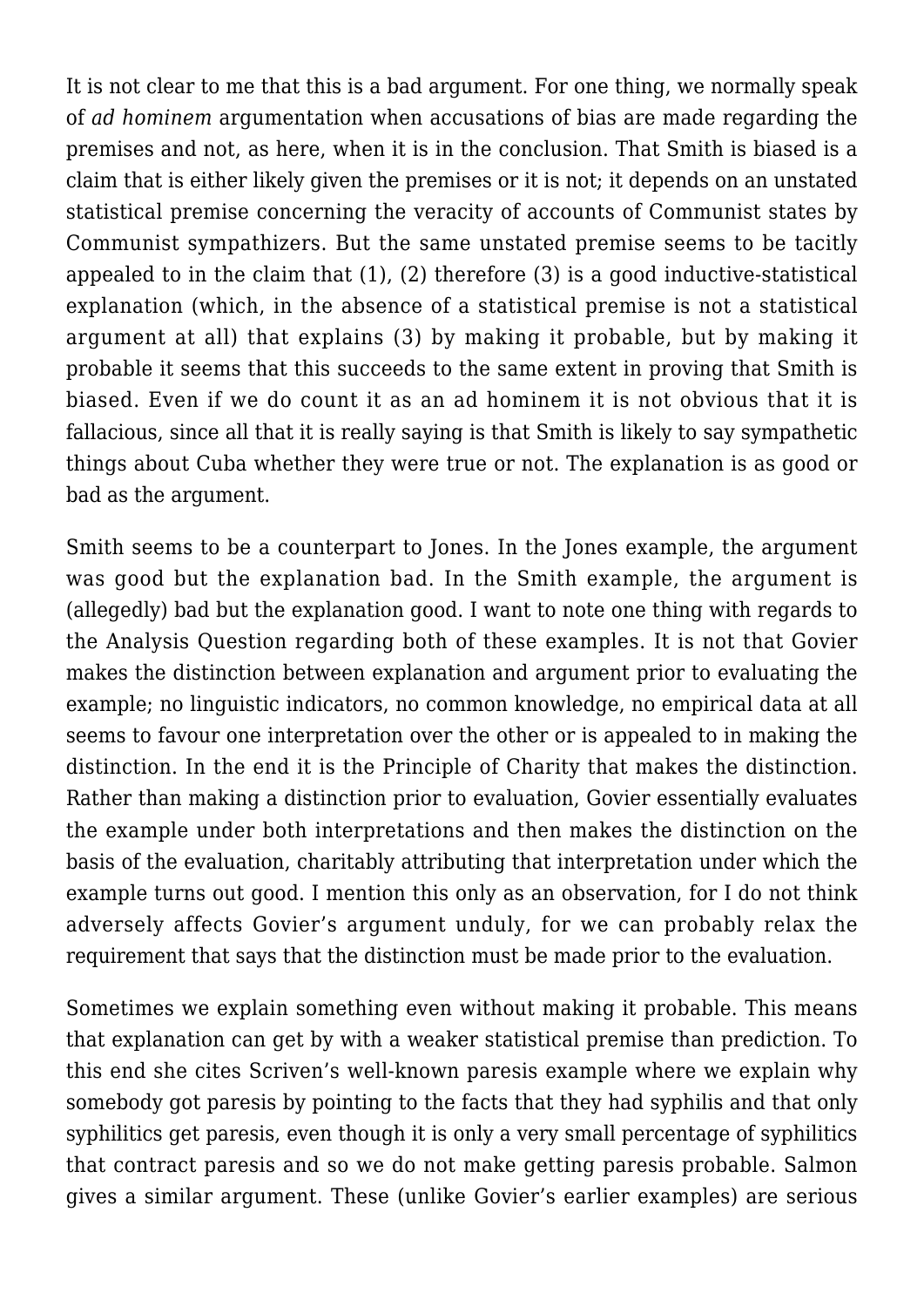It is not clear to me that this is a bad argument. For one thing, we normally speak of *ad hominem* argumentation when accusations of bias are made regarding the premises and not, as here, when it is in the conclusion. That Smith is biased is a claim that is either likely given the premises or it is not; it depends on an unstated statistical premise concerning the veracity of accounts of Communist states by Communist sympathizers. But the same unstated premise seems to be tacitly appealed to in the claim that (1), (2) therefore (3) is a good inductive-statistical explanation (which, in the absence of a statistical premise is not a statistical argument at all) that explains (3) by making it probable, but by making it probable it seems that this succeeds to the same extent in proving that Smith is biased. Even if we do count it as an ad hominem it is not obvious that it is fallacious, since all that it is really saying is that Smith is likely to say sympathetic things about Cuba whether they were true or not. The explanation is as good or bad as the argument.

Smith seems to be a counterpart to Jones. In the Jones example, the argument was good but the explanation bad. In the Smith example, the argument is (allegedly) bad but the explanation good. I want to note one thing with regards to the Analysis Question regarding both of these examples. It is not that Govier makes the distinction between explanation and argument prior to evaluating the example; no linguistic indicators, no common knowledge, no empirical data at all seems to favour one interpretation over the other or is appealed to in making the distinction. In the end it is the Principle of Charity that makes the distinction. Rather than making a distinction prior to evaluation, Govier essentially evaluates the example under both interpretations and then makes the distinction on the basis of the evaluation, charitably attributing that interpretation under which the example turns out good. I mention this only as an observation, for I do not think adversely affects Govier's argument unduly, for we can probably relax the requirement that says that the distinction must be made prior to the evaluation.

Sometimes we explain something even without making it probable. This means that explanation can get by with a weaker statistical premise than prediction. To this end she cites Scriven's well-known paresis example where we explain why somebody got paresis by pointing to the facts that they had syphilis and that only syphilitics get paresis, even though it is only a very small percentage of syphilitics that contract paresis and so we do not make getting paresis probable. Salmon gives a similar argument. These (unlike Govier's earlier examples) are serious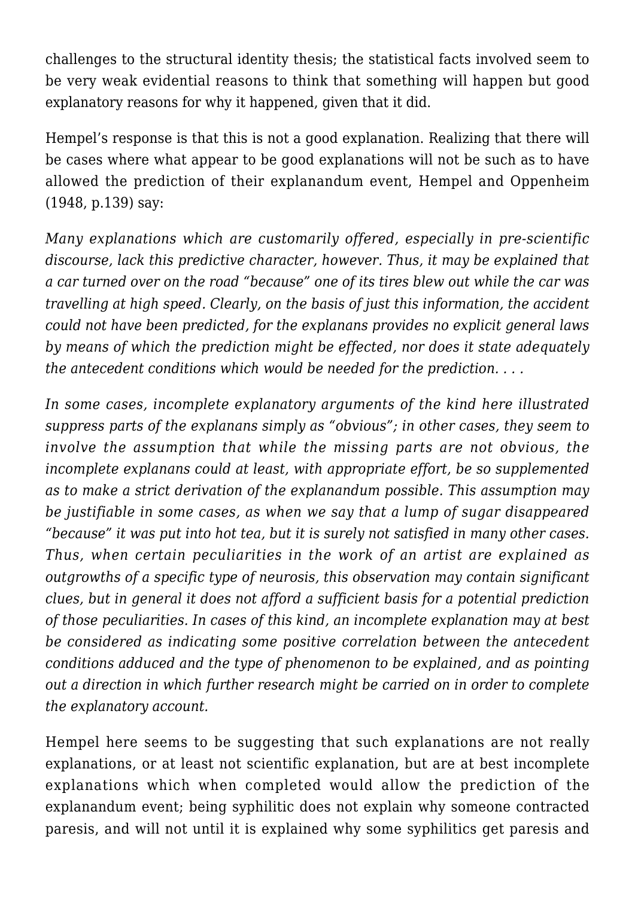challenges to the structural identity thesis; the statistical facts involved seem to be very weak evidential reasons to think that something will happen but good explanatory reasons for why it happened, given that it did.

Hempel's response is that this is not a good explanation. Realizing that there will be cases where what appear to be good explanations will not be such as to have allowed the prediction of their explanandum event, Hempel and Oppenheim (1948, p.139) say:

*Many explanations which are customarily offered, especially in pre-scientific discourse, lack this predictive character, however. Thus, it may be explained that a car turned over on the road "because" one of its tires blew out while the car was travelling at high speed. Clearly, on the basis of just this information, the accident could not have been predicted, for the explanans provides no explicit general laws by means of which the prediction might be effected, nor does it state adequately the antecedent conditions which would be needed for the prediction. . . .*

*In some cases, incomplete explanatory arguments of the kind here illustrated suppress parts of the explanans simply as "obvious"; in other cases, they seem to involve the assumption that while the missing parts are not obvious, the incomplete explanans could at least, with appropriate effort, be so supplemented as to make a strict derivation of the explanandum possible. This assumption may be justifiable in some cases, as when we say that a lump of sugar disappeared "because" it was put into hot tea, but it is surely not satisfied in many other cases. Thus, when certain peculiarities in the work of an artist are explained as outgrowths of a specific type of neurosis, this observation may contain significant clues, but in general it does not afford a sufficient basis for a potential prediction of those peculiarities. In cases of this kind, an incomplete explanation may at best be considered as indicating some positive correlation between the antecedent conditions adduced and the type of phenomenon to be explained, and as pointing out a direction in which further research might be carried on in order to complete the explanatory account.*

Hempel here seems to be suggesting that such explanations are not really explanations, or at least not scientific explanation, but are at best incomplete explanations which when completed would allow the prediction of the explanandum event; being syphilitic does not explain why someone contracted paresis, and will not until it is explained why some syphilitics get paresis and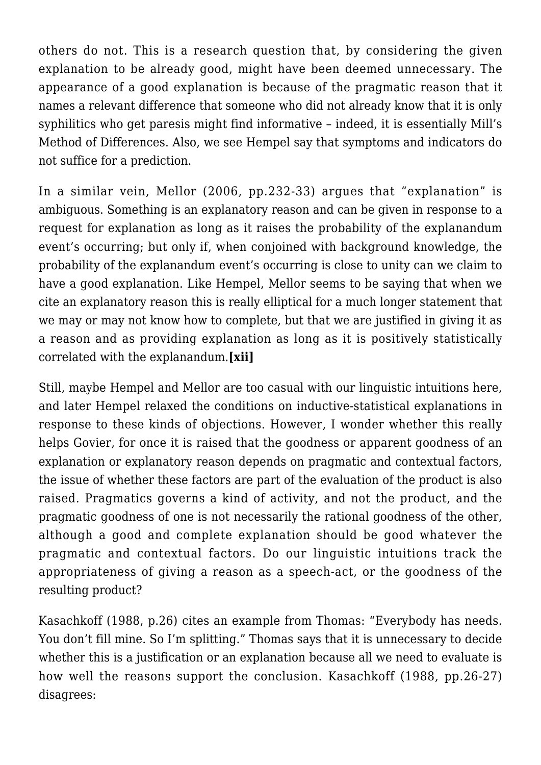others do not. This is a research question that, by considering the given explanation to be already good, might have been deemed unnecessary. The appearance of a good explanation is because of the pragmatic reason that it names a relevant difference that someone who did not already know that it is only syphilitics who get paresis might find informative – indeed, it is essentially Mill's Method of Differences. Also, we see Hempel say that symptoms and indicators do not suffice for a prediction.

In a similar vein, Mellor (2006, pp.232-33) argues that "explanation" is ambiguous. Something is an explanatory reason and can be given in response to a request for explanation as long as it raises the probability of the explanandum event's occurring; but only if, when conjoined with background knowledge, the probability of the explanandum event's occurring is close to unity can we claim to have a good explanation. Like Hempel, Mellor seems to be saying that when we cite an explanatory reason this is really elliptical for a much longer statement that we may or may not know how to complete, but that we are justified in giving it as a reason and as providing explanation as long as it is positively statistically correlated with the explanandum.**[xii]**

Still, maybe Hempel and Mellor are too casual with our linguistic intuitions here, and later Hempel relaxed the conditions on inductive-statistical explanations in response to these kinds of objections. However, I wonder whether this really helps Govier, for once it is raised that the goodness or apparent goodness of an explanation or explanatory reason depends on pragmatic and contextual factors, the issue of whether these factors are part of the evaluation of the product is also raised. Pragmatics governs a kind of activity, and not the product, and the pragmatic goodness of one is not necessarily the rational goodness of the other, although a good and complete explanation should be good whatever the pragmatic and contextual factors. Do our linguistic intuitions track the appropriateness of giving a reason as a speech-act, or the goodness of the resulting product?

Kasachkoff (1988, p.26) cites an example from Thomas: "Everybody has needs. You don't fill mine. So I'm splitting." Thomas says that it is unnecessary to decide whether this is a justification or an explanation because all we need to evaluate is how well the reasons support the conclusion. Kasachkoff (1988, pp.26-27) disagrees: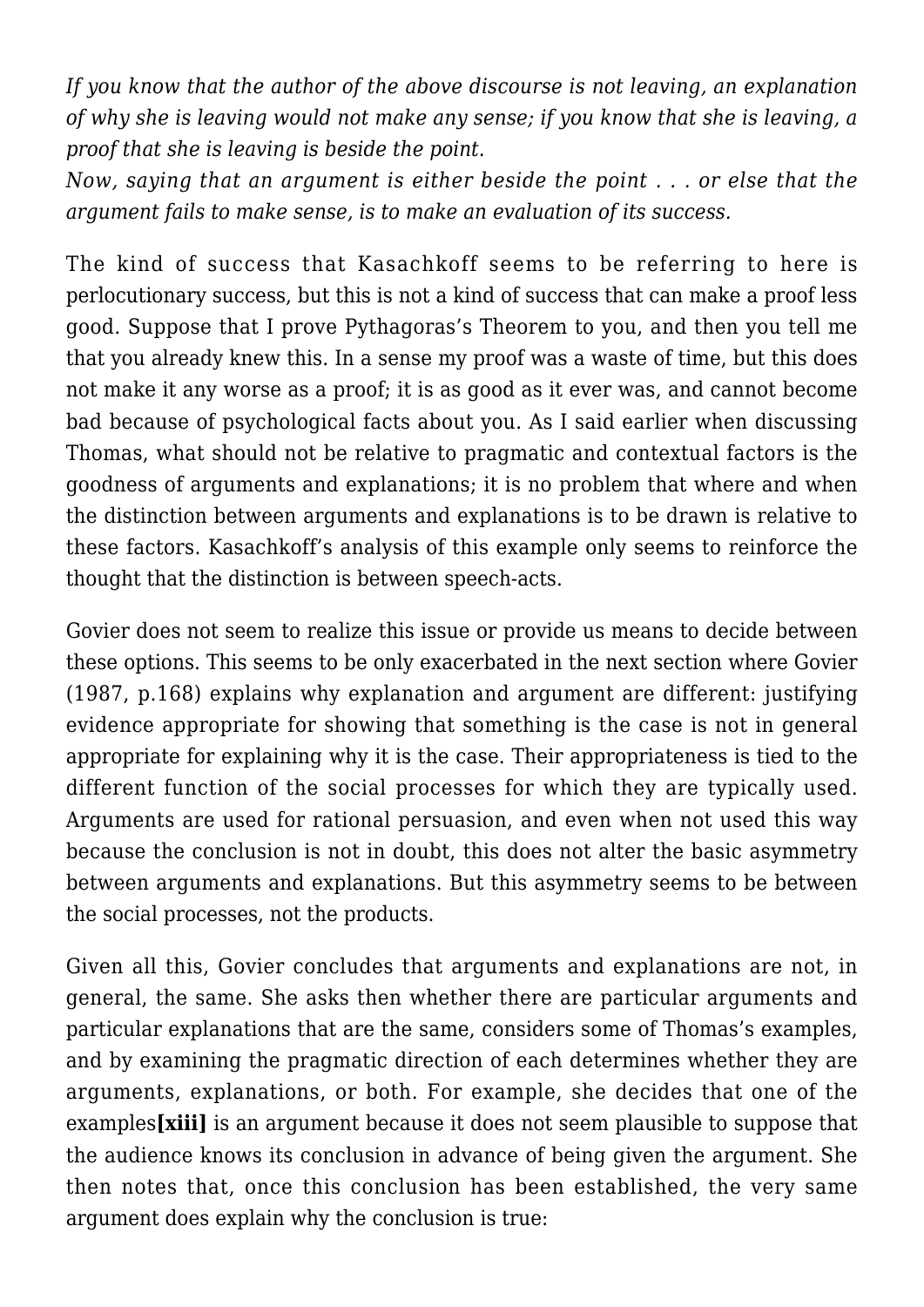*If you know that the author of the above discourse is not leaving, an explanation of why she is leaving would not make any sense; if you know that she is leaving, a proof that she is leaving is beside the point.*

*Now, saying that an argument is either beside the point . . . or else that the argument fails to make sense, is to make an evaluation of its success.*

The kind of success that Kasachkoff seems to be referring to here is perlocutionary success, but this is not a kind of success that can make a proof less good. Suppose that I prove Pythagoras's Theorem to you, and then you tell me that you already knew this. In a sense my proof was a waste of time, but this does not make it any worse as a proof; it is as good as it ever was, and cannot become bad because of psychological facts about you. As I said earlier when discussing Thomas, what should not be relative to pragmatic and contextual factors is the goodness of arguments and explanations; it is no problem that where and when the distinction between arguments and explanations is to be drawn is relative to these factors. Kasachkoff's analysis of this example only seems to reinforce the thought that the distinction is between speech-acts.

Govier does not seem to realize this issue or provide us means to decide between these options. This seems to be only exacerbated in the next section where Govier (1987, p.168) explains why explanation and argument are different: justifying evidence appropriate for showing that something is the case is not in general appropriate for explaining why it is the case. Their appropriateness is tied to the different function of the social processes for which they are typically used. Arguments are used for rational persuasion, and even when not used this way because the conclusion is not in doubt, this does not alter the basic asymmetry between arguments and explanations. But this asymmetry seems to be between the social processes, not the products.

Given all this, Govier concludes that arguments and explanations are not, in general, the same. She asks then whether there are particular arguments and particular explanations that are the same, considers some of Thomas's examples, and by examining the pragmatic direction of each determines whether they are arguments, explanations, or both. For example, she decides that one of the examples**[xiii]** is an argument because it does not seem plausible to suppose that the audience knows its conclusion in advance of being given the argument. She then notes that, once this conclusion has been established, the very same argument does explain why the conclusion is true: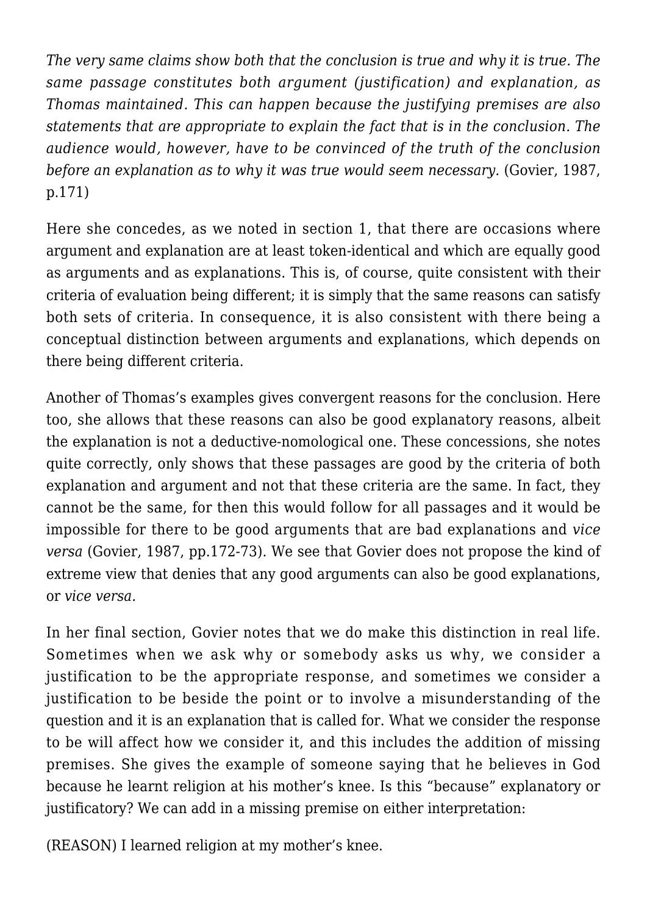*The very same claims show both that the conclusion is true and why it is true. The same passage constitutes both argument (justification) and explanation, as Thomas maintained. This can happen because the justifying premises are also statements that are appropriate to explain the fact that is in the conclusion. The audience would, however, have to be convinced of the truth of the conclusion before an explanation as to why it was true would seem necessary.* (Govier, 1987, p.171)

Here she concedes, as we noted in section 1, that there are occasions where argument and explanation are at least token-identical and which are equally good as arguments and as explanations. This is, of course, quite consistent with their criteria of evaluation being different; it is simply that the same reasons can satisfy both sets of criteria. In consequence, it is also consistent with there being a conceptual distinction between arguments and explanations, which depends on there being different criteria.

Another of Thomas's examples gives convergent reasons for the conclusion. Here too, she allows that these reasons can also be good explanatory reasons, albeit the explanation is not a deductive-nomological one. These concessions, she notes quite correctly, only shows that these passages are good by the criteria of both explanation and argument and not that these criteria are the same. In fact, they cannot be the same, for then this would follow for all passages and it would be impossible for there to be good arguments that are bad explanations and *vice versa* (Govier, 1987, pp.172-73). We see that Govier does not propose the kind of extreme view that denies that any good arguments can also be good explanations, or *vice versa.*

In her final section, Govier notes that we do make this distinction in real life. Sometimes when we ask why or somebody asks us why, we consider a justification to be the appropriate response, and sometimes we consider a justification to be beside the point or to involve a misunderstanding of the question and it is an explanation that is called for. What we consider the response to be will affect how we consider it, and this includes the addition of missing premises. She gives the example of someone saying that he believes in God because he learnt religion at his mother's knee. Is this "because" explanatory or justificatory? We can add in a missing premise on either interpretation:

(REASON) I learned religion at my mother's knee.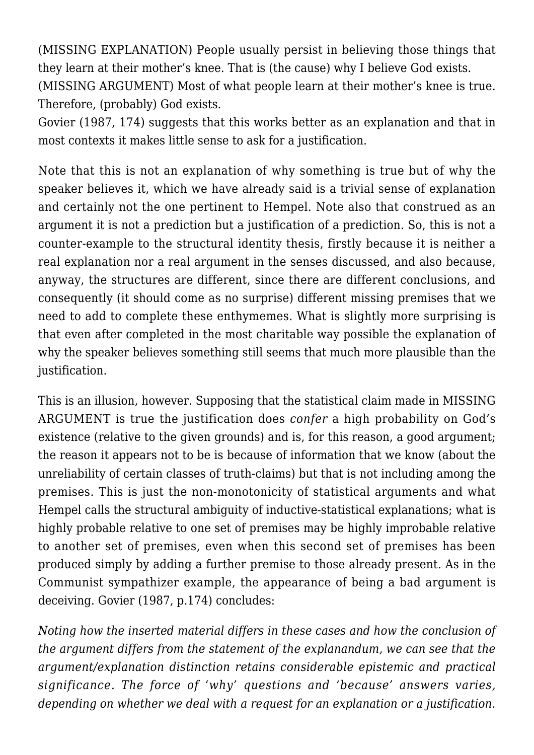(MISSING EXPLANATION) People usually persist in believing those things that they learn at their mother's knee. That is (the cause) why I believe God exists.
(MISSING ARGUMENT) Most of what people learn at their mother's knee is true. Therefore, (probably) God exists.
Govier (1987, 174) suggests that this works better as an explanation and that in most contexts it makes little sense to ask for a justification.

Note that this is not an explanation of why something is true but of why the speaker believes it, which we have already said is a trivial sense of explanation and certainly not the one pertinent to Hempel. Note also that construed as an argument it is not a prediction but a justification of a prediction. So, this is not a counter-example to the structural identity thesis, firstly because it is neither a real explanation nor a real argument in the senses discussed, and also because, anyway, the structures are different, since there are different conclusions, and consequently (it should come as no surprise) different missing premises that we need to add to complete these enthymemes. What is slightly more surprising is that even after completed in the most charitable way possible the explanation of why the speaker believes something still seems that much more plausible than the justification.

This is an illusion, however. Supposing that the statistical claim made in MISSING ARGUMENT is true the justification does *confer* a high probability on God's existence (relative to the given grounds) and is, for this reason, a good argument; the reason it appears not to be is because of information that we know (about the unreliability of certain classes of truth-claims) but that is not including among the premises. This is just the non-monotonicity of statistical arguments and what Hempel calls the structural ambiguity of inductive-statistical explanations; what is highly probable relative to one set of premises may be highly improbable relative to another set of premises, even when this second set of premises has been produced simply by adding a further premise to those already present. As in the Communist sympathizer example, the appearance of being a bad argument is deceiving. Govier (1987, p.174) concludes:

*Noting how the inserted material differs in these cases and how the conclusion of the argument differs from the statement of the explanandum, we can see that the argument/explanation distinction retains considerable epistemic and practical significance. The force of 'why' questions and 'because' answers varies, depending on whether we deal with a request for an explanation or a justification.*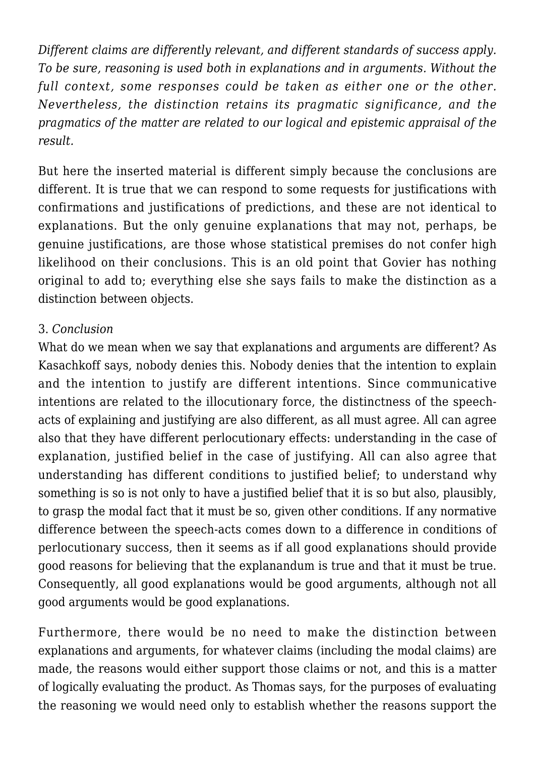*Different claims are differently relevant, and different standards of success apply. To be sure, reasoning is used both in explanations and in arguments. Without the full context, some responses could be taken as either one or the other. Nevertheless, the distinction retains its pragmatic significance, and the pragmatics of the matter are related to our logical and epistemic appraisal of the result.*

But here the inserted material is different simply because the conclusions are different. It is true that we can respond to some requests for justifications with confirmations and justifications of predictions, and these are not identical to explanations. But the only genuine explanations that may not, perhaps, be genuine justifications, are those whose statistical premises do not confer high likelihood on their conclusions. This is an old point that Govier has nothing original to add to; everything else she says fails to make the distinction as a distinction between objects.

### 3. *Conclusion*

What do we mean when we say that explanations and arguments are different? As Kasachkoff says, nobody denies this. Nobody denies that the intention to explain and the intention to justify are different intentions. Since communicative intentions are related to the illocutionary force, the distinctness of the speech-acts of explaining and justifying are also different, as all must agree. All can agree also that they have different perlocutionary effects: understanding in the case of explanation, justified belief in the case of justifying. All can also agree that understanding has different conditions to justified belief; to understand why something is so is not only to have a justified belief that it is so but also, plausibly, to grasp the modal fact that it must be so, given other conditions. If any normative difference between the speech-acts comes down to a difference in conditions of perlocutionary success, then it seems as if all good explanations should provide good reasons for believing that the explanandum is true and that it must be true. Consequently, all good explanations would be good arguments, although not all good arguments would be good explanations.

Furthermore, there would be no need to make the distinction between explanations and arguments, for whatever claims (including the modal claims) are made, the reasons would either support those claims or not, and this is a matter of logically evaluating the product. As Thomas says, for the purposes of evaluating the reasoning we would need only to establish whether the reasons support the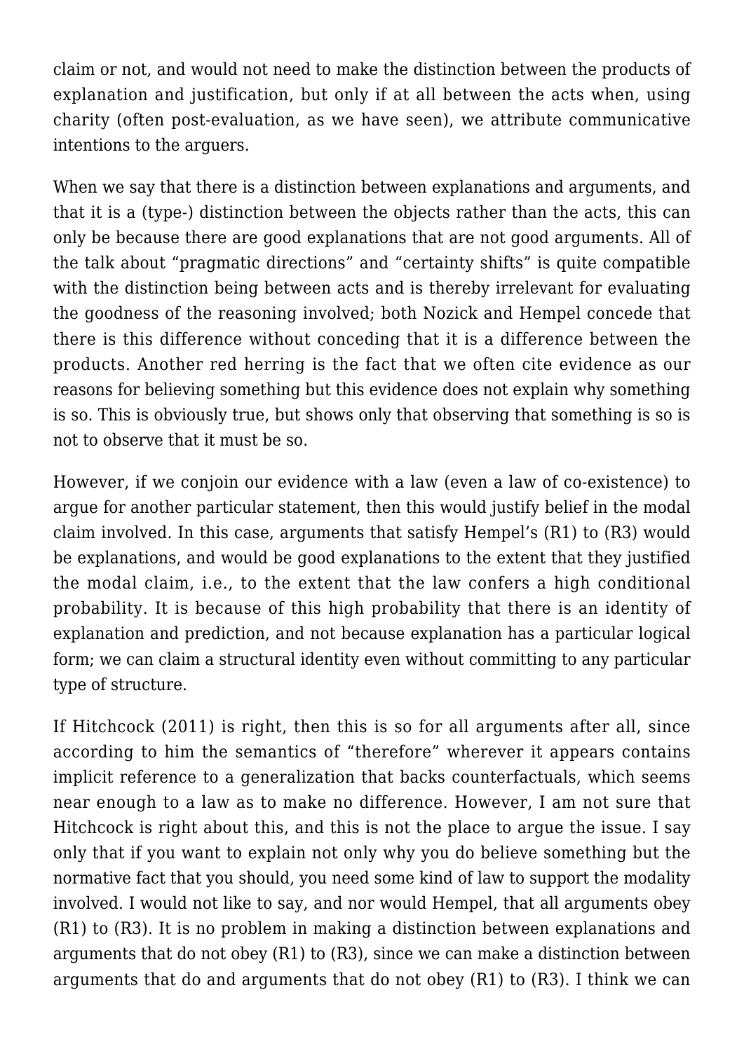claim or not, and would not need to make the distinction between the products of explanation and justification, but only if at all between the acts when, using charity (often post-evaluation, as we have seen), we attribute communicative intentions to the arguers.

When we say that there is a distinction between explanations and arguments, and that it is a (type-) distinction between the objects rather than the acts, this can only be because there are good explanations that are not good arguments. All of the talk about "pragmatic directions" and "certainty shifts" is quite compatible with the distinction being between acts and is thereby irrelevant for evaluating the goodness of the reasoning involved; both Nozick and Hempel concede that there is this difference without conceding that it is a difference between the products. Another red herring is the fact that we often cite evidence as our reasons for believing something but this evidence does not explain why something is so. This is obviously true, but shows only that observing that something is so is not to observe that it must be so.

However, if we conjoin our evidence with a law (even a law of co-existence) to argue for another particular statement, then this would justify belief in the modal claim involved. In this case, arguments that satisfy Hempel's (R1) to (R3) would be explanations, and would be good explanations to the extent that they justified the modal claim, i.e., to the extent that the law confers a high conditional probability. It is because of this high probability that there is an identity of explanation and prediction, and not because explanation has a particular logical form; we can claim a structural identity even without committing to any particular type of structure.

If Hitchcock (2011) is right, then this is so for all arguments after all, since according to him the semantics of "therefore" wherever it appears contains implicit reference to a generalization that backs counterfactuals, which seems near enough to a law as to make no difference. However, I am not sure that Hitchcock is right about this, and this is not the place to argue the issue. I say only that if you want to explain not only why you do believe something but the normative fact that you should, you need some kind of law to support the modality involved. I would not like to say, and nor would Hempel, that all arguments obey (R1) to (R3). It is no problem in making a distinction between explanations and arguments that do not obey (R1) to (R3), since we can make a distinction between arguments that do and arguments that do not obey (R1) to (R3). I think we can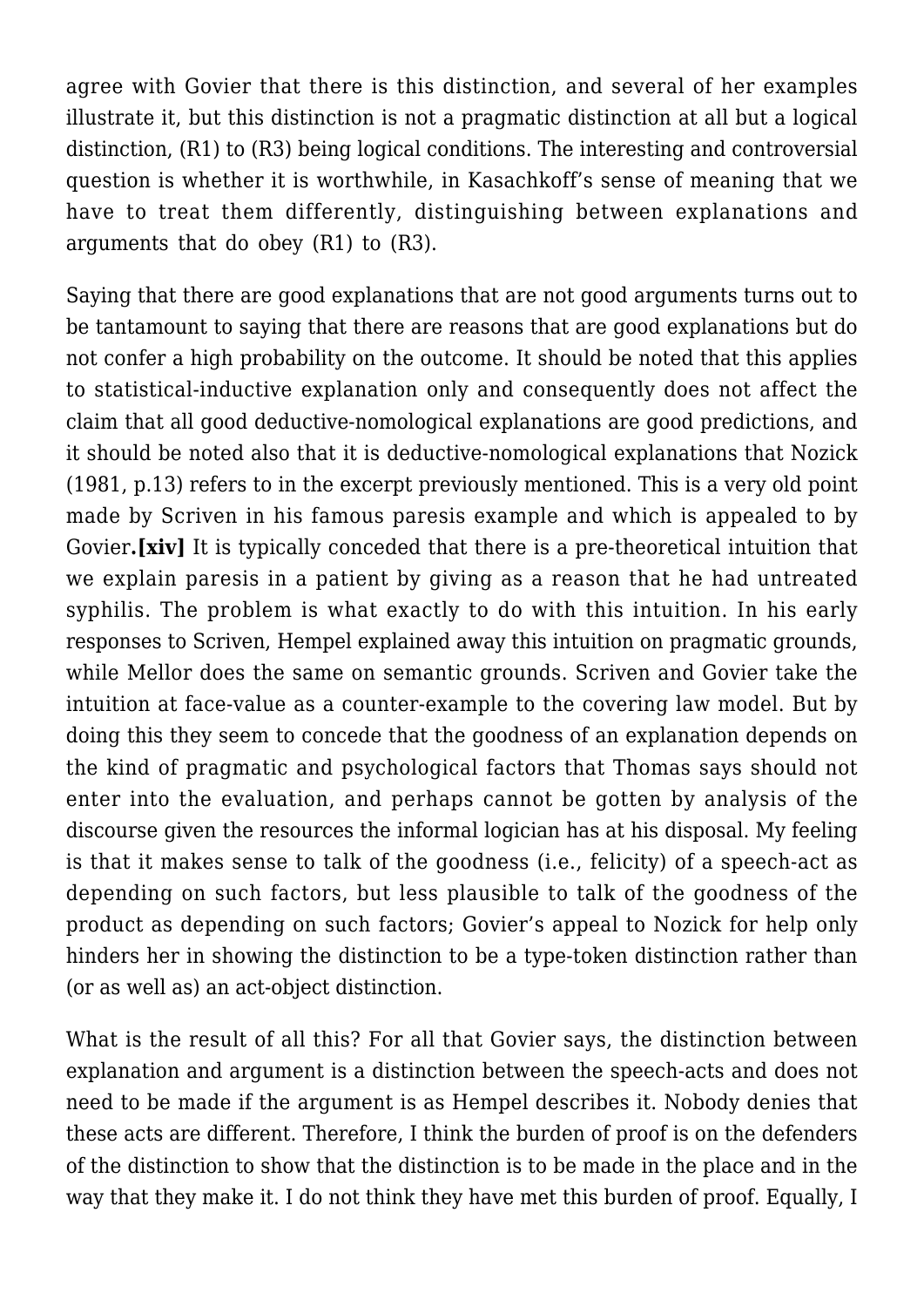agree with Govier that there is this distinction, and several of her examples illustrate it, but this distinction is not a pragmatic distinction at all but a logical distinction, (R1) to (R3) being logical conditions. The interesting and controversial question is whether it is worthwhile, in Kasachkoff's sense of meaning that we have to treat them differently, distinguishing between explanations and arguments that do obey (R1) to (R3).

Saying that there are good explanations that are not good arguments turns out to be tantamount to saying that there are reasons that are good explanations but do not confer a high probability on the outcome. It should be noted that this applies to statistical-inductive explanation only and consequently does not affect the claim that all good deductive-nomological explanations are good predictions, and it should be noted also that it is deductive-nomological explanations that Nozick (1981, p.13) refers to in the excerpt previously mentioned. This is a very old point made by Scriven in his famous paresis example and which is appealed to by Govier**.[xiv]** It is typically conceded that there is a pre-theoretical intuition that we explain paresis in a patient by giving as a reason that he had untreated syphilis. The problem is what exactly to do with this intuition. In his early responses to Scriven, Hempel explained away this intuition on pragmatic grounds, while Mellor does the same on semantic grounds. Scriven and Govier take the intuition at face-value as a counter-example to the covering law model. But by doing this they seem to concede that the goodness of an explanation depends on the kind of pragmatic and psychological factors that Thomas says should not enter into the evaluation, and perhaps cannot be gotten by analysis of the discourse given the resources the informal logician has at his disposal. My feeling is that it makes sense to talk of the goodness (i.e., felicity) of a speech-act as depending on such factors, but less plausible to talk of the goodness of the product as depending on such factors; Govier's appeal to Nozick for help only hinders her in showing the distinction to be a type-token distinction rather than (or as well as) an act-object distinction.

What is the result of all this? For all that Govier says, the distinction between explanation and argument is a distinction between the speech-acts and does not need to be made if the argument is as Hempel describes it. Nobody denies that these acts are different. Therefore, I think the burden of proof is on the defenders of the distinction to show that the distinction is to be made in the place and in the way that they make it. I do not think they have met this burden of proof. Equally, I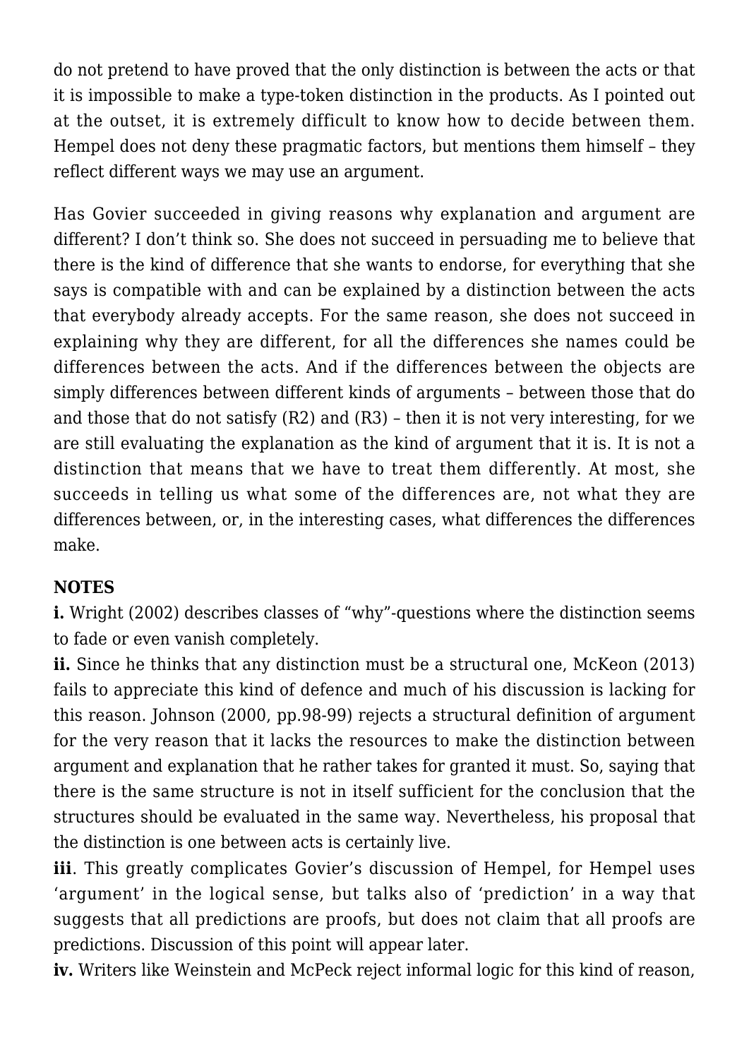do not pretend to have proved that the only distinction is between the acts or that it is impossible to make a type-token distinction in the products. As I pointed out at the outset, it is extremely difficult to know how to decide between them. Hempel does not deny these pragmatic factors, but mentions them himself – they reflect different ways we may use an argument.

Has Govier succeeded in giving reasons why explanation and argument are different? I don't think so. She does not succeed in persuading me to believe that there is the kind of difference that she wants to endorse, for everything that she says is compatible with and can be explained by a distinction between the acts that everybody already accepts. For the same reason, she does not succeed in explaining why they are different, for all the differences she names could be differences between the acts. And if the differences between the objects are simply differences between different kinds of arguments – between those that do and those that do not satisfy (R2) and (R3) – then it is not very interesting, for we are still evaluating the explanation as the kind of argument that it is. It is not a distinction that means that we have to treat them differently. At most, she succeeds in telling us what some of the differences are, not what they are differences between, or, in the interesting cases, what differences the differences make.

**NOTES**

**i.** Wright (2002) describes classes of "why"-questions where the distinction seems to fade or even vanish completely.

**ii.** Since he thinks that any distinction must be a structural one, McKeon (2013) fails to appreciate this kind of defence and much of his discussion is lacking for this reason. Johnson (2000, pp.98-99) rejects a structural definition of argument for the very reason that it lacks the resources to make the distinction between argument and explanation that he rather takes for granted it must. So, saying that there is the same structure is not in itself sufficient for the conclusion that the structures should be evaluated in the same way. Nevertheless, his proposal that the distinction is one between acts is certainly live.

**iii**. This greatly complicates Govier's discussion of Hempel, for Hempel uses 'argument' in the logical sense, but talks also of 'prediction' in a way that suggests that all predictions are proofs, but does not claim that all proofs are predictions. Discussion of this point will appear later.

**iv.** Writers like Weinstein and McPeck reject informal logic for this kind of reason,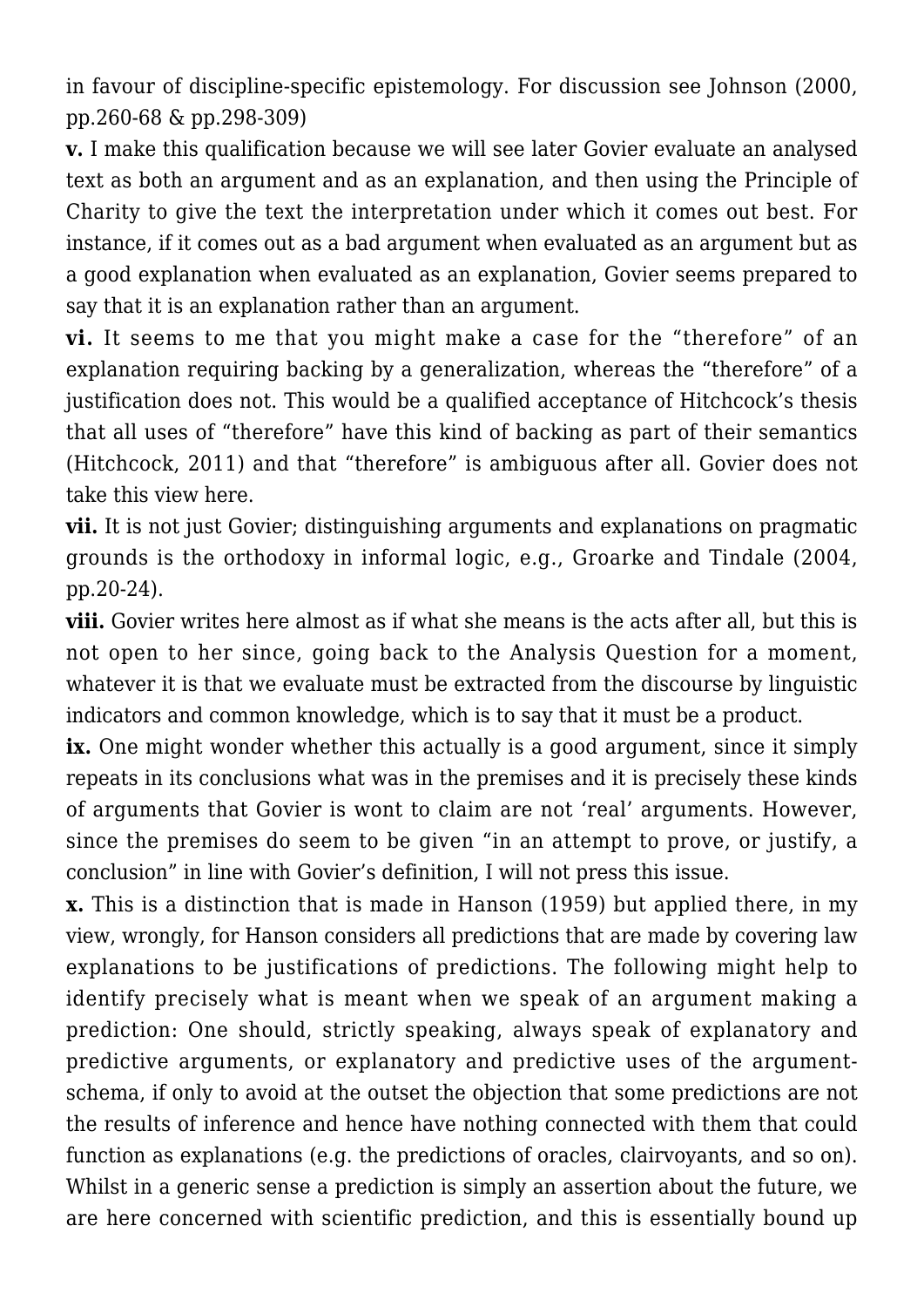in favour of discipline-specific epistemology. For discussion see Johnson (2000, pp.260-68 & pp.298-309)

**v.** I make this qualification because we will see later Govier evaluate an analysed text as both an argument and as an explanation, and then using the Principle of Charity to give the text the interpretation under which it comes out best. For instance, if it comes out as a bad argument when evaluated as an argument but as a good explanation when evaluated as an explanation, Govier seems prepared to say that it is an explanation rather than an argument.

**vi.** It seems to me that you might make a case for the "therefore" of an explanation requiring backing by a generalization, whereas the "therefore" of a justification does not. This would be a qualified acceptance of Hitchcock's thesis that all uses of "therefore" have this kind of backing as part of their semantics (Hitchcock, 2011) and that "therefore" is ambiguous after all. Govier does not take this view here.

**vii.** It is not just Govier; distinguishing arguments and explanations on pragmatic grounds is the orthodoxy in informal logic, e.g., Groarke and Tindale (2004, pp.20-24).

**viii.** Govier writes here almost as if what she means is the acts after all, but this is not open to her since, going back to the Analysis Question for a moment, whatever it is that we evaluate must be extracted from the discourse by linguistic indicators and common knowledge, which is to say that it must be a product.

**ix.** One might wonder whether this actually is a good argument, since it simply repeats in its conclusions what was in the premises and it is precisely these kinds of arguments that Govier is wont to claim are not 'real' arguments. However, since the premises do seem to be given "in an attempt to prove, or justify, a conclusion" in line with Govier's definition, I will not press this issue.

**x.** This is a distinction that is made in Hanson (1959) but applied there, in my view, wrongly, for Hanson considers all predictions that are made by covering law explanations to be justifications of predictions. The following might help to identify precisely what is meant when we speak of an argument making a prediction: One should, strictly speaking, always speak of explanatory and predictive arguments, or explanatory and predictive uses of the argument-schema, if only to avoid at the outset the objection that some predictions are not the results of inference and hence have nothing connected with them that could function as explanations (e.g. the predictions of oracles, clairvoyants, and so on). Whilst in a generic sense a prediction is simply an assertion about the future, we are here concerned with scientific prediction, and this is essentially bound up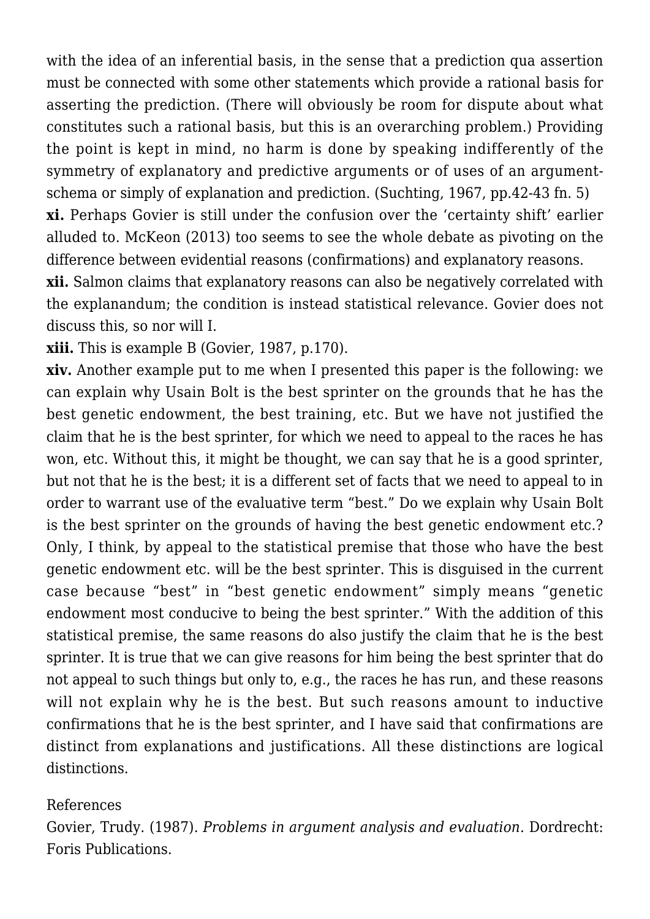with the idea of an inferential basis, in the sense that a prediction qua assertion must be connected with some other statements which provide a rational basis for asserting the prediction. (There will obviously be room for dispute about what constitutes such a rational basis, but this is an overarching problem.) Providing the point is kept in mind, no harm is done by speaking indifferently of the symmetry of explanatory and predictive arguments or of uses of an argument-schema or simply of explanation and prediction. (Suchting, 1967, pp.42-43 fn. 5)

**xi.** Perhaps Govier is still under the confusion over the 'certainty shift' earlier alluded to. McKeon (2013) too seems to see the whole debate as pivoting on the difference between evidential reasons (confirmations) and explanatory reasons.

**xii.** Salmon claims that explanatory reasons can also be negatively correlated with the explanandum; the condition is instead statistical relevance. Govier does not discuss this, so nor will I.

**xiii.** This is example B (Govier, 1987, p.170).

**xiv.** Another example put to me when I presented this paper is the following: we can explain why Usain Bolt is the best sprinter on the grounds that he has the best genetic endowment, the best training, etc. But we have not justified the claim that he is the best sprinter, for which we need to appeal to the races he has won, etc. Without this, it might be thought, we can say that he is a good sprinter, but not that he is the best; it is a different set of facts that we need to appeal to in order to warrant use of the evaluative term "best." Do we explain why Usain Bolt is the best sprinter on the grounds of having the best genetic endowment etc.? Only, I think, by appeal to the statistical premise that those who have the best genetic endowment etc. will be the best sprinter. This is disguised in the current case because "best" in "best genetic endowment" simply means "genetic endowment most conducive to being the best sprinter." With the addition of this statistical premise, the same reasons do also justify the claim that he is the best sprinter. It is true that we can give reasons for him being the best sprinter that do not appeal to such things but only to, e.g., the races he has run, and these reasons will not explain why he is the best. But such reasons amount to inductive confirmations that he is the best sprinter, and I have said that confirmations are distinct from explanations and justifications. All these distinctions are logical distinctions.

References

Govier, Trudy. (1987). *Problems in argument analysis and evaluation*. Dordrecht: Foris Publications.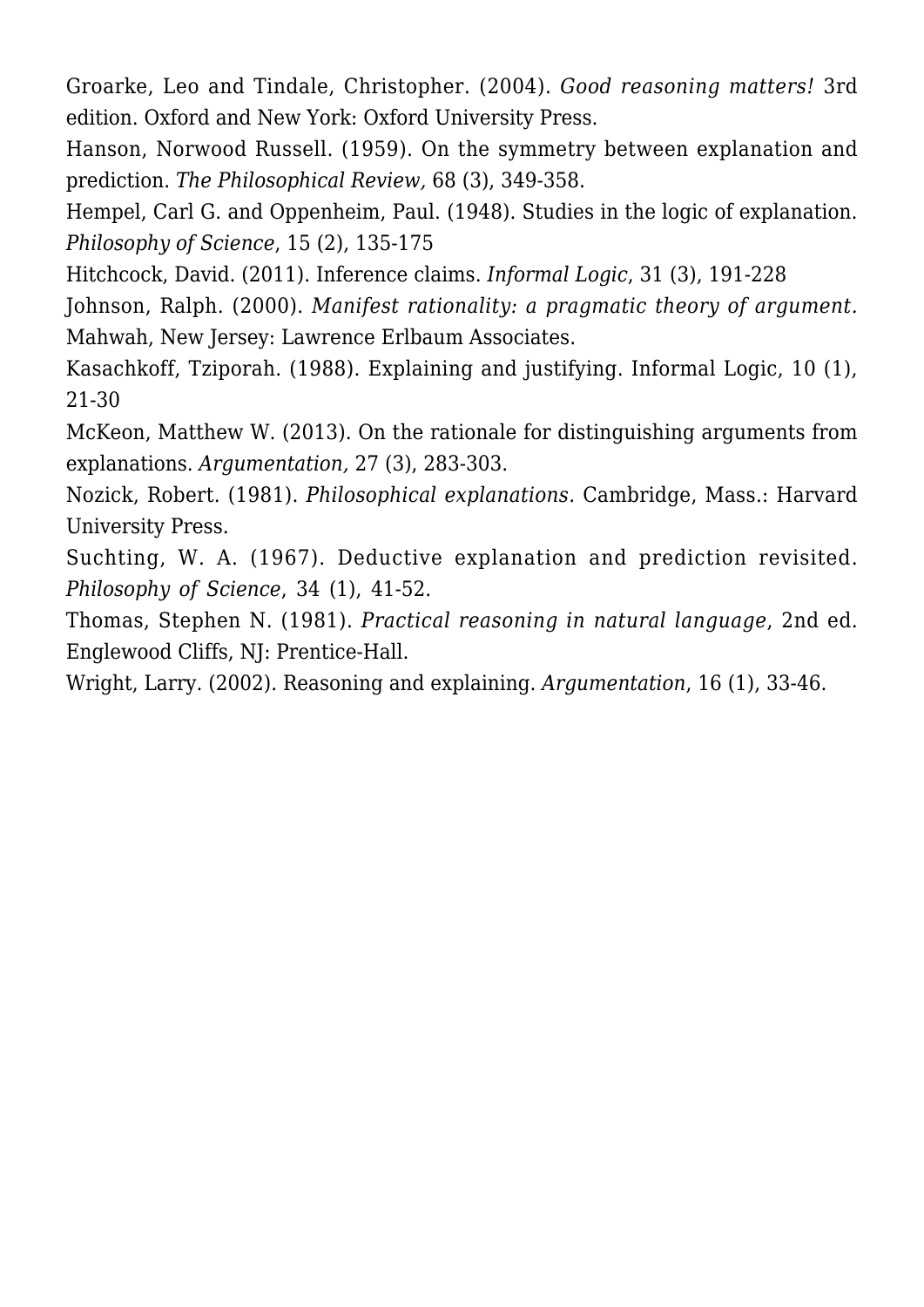Groarke, Leo and Tindale, Christopher. (2004). *Good reasoning matters!* 3rd edition. Oxford and New York: Oxford University Press.

Hanson, Norwood Russell. (1959). On the symmetry between explanation and prediction. *The Philosophical Review,* 68 (3), 349-358.

Hempel, Carl G. and Oppenheim, Paul. (1948). Studies in the logic of explanation. *Philosophy of Science*, 15 (2), 135-175

Hitchcock, David. (2011). Inference claims. *Informal Logic*, 31 (3), 191-228

Johnson, Ralph. (2000). *Manifest rationality: a pragmatic theory of argument.* Mahwah, New Jersey: Lawrence Erlbaum Associates.

Kasachkoff, Tziporah. (1988). Explaining and justifying. Informal Logic, 10 (1), 21-30

McKeon, Matthew W. (2013). On the rationale for distinguishing arguments from explanations. *Argumentation,* 27 (3), 283-303.

Nozick, Robert. (1981). *Philosophical explanations.* Cambridge, Mass.: Harvard University Press.

Suchting, W. A. (1967). Deductive explanation and prediction revisited. *Philosophy of Science*, 34 (1), 41-52.

Thomas, Stephen N. (1981). *Practical reasoning in natural language*, 2nd ed. Englewood Cliffs, NJ: Prentice-Hall.

Wright, Larry. (2002). Reasoning and explaining. *Argumentation*, 16 (1), 33-46.